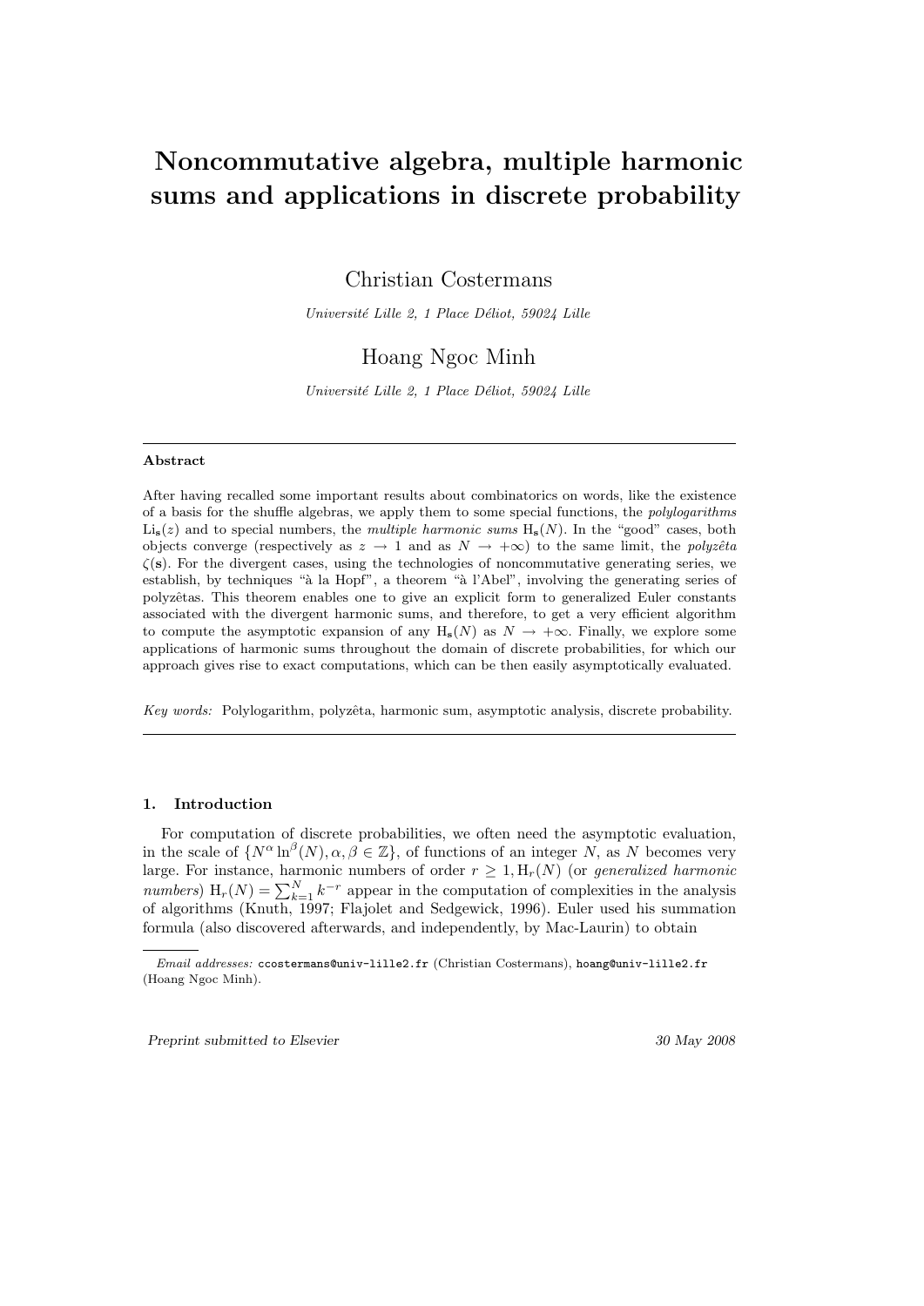// Noncommutative algebra, multiple harmonic sums and applications in discrete probability

Christian Costermans

*Université Lille 2, 1 Place Déliot, 59024 Lille*

Hoang Ngoc Minh

*Université Lille 2, 1 Place Déliot, 59024 Lille*

---

**Abstract**

After having recalled some important results about combinatorics on words, like the existence of a basis for the shuffle algebras, we apply them to some special functions, the *polylogarithms* $\mathrm{Li}_{\mathbf{s}}(z)$ and to special numbers, the *multiple harmonic sums* $\mathrm{H}_{\mathbf{s}}(N)$. In the "good" cases, both objects converge (respectively as $z \to 1$ and as $N \to +\infty$) to the same limit, the *polyzêta* $\zeta(\mathbf{s})$. For the divergent cases, using the technologies of noncommutative generating series, we establish, by techniques "à la Hopf", a theorem "à l'Abel", involving the generating series of polyzêtas. This theorem enables one to give an explicit form to generalized Euler constants associated with the divergent harmonic sums, and therefore, to get a very efficient algorithm to compute the asymptotic expansion of any $\mathrm{H}_{\mathbf{s}}(N)$ as $N \to +\infty$. Finally, we explore some applications of harmonic sums throughout the domain of discrete probabilities, for which our approach gives rise to exact computations, which can be then easily asymptotically evaluated.

*Key words:* Polylogarithm, polyzêta, harmonic sum, asymptotic analysis, discrete probability.

---

## 1. Introduction

For computation of discrete probabilities, we often need the asymptotic evaluation, in the scale of $\{N^\alpha \ln^\beta(N), \alpha, \beta \in \mathbb{Z}\}$, of functions of an integer $N$, as $N$ becomes very large. For instance, harmonic numbers of order $r \geq 1, \mathrm{H}_r(N)$ (or *generalized harmonic numbers*) $\mathrm{H}_r(N) = \sum_{k=1}^{N} k^{-r}$ appear in the computation of complexities in the analysis of algorithms (Knuth, 1997; Flajolet and Sedgewick, 1996). Euler used his summation formula (also discovered afterwards, and independently, by Mac-Laurin) to obtain

---

*Email addresses:* ccostermans@univ-lille2.fr (Christian Costermans), hoang@univ-lille2.fr (Hoang Ngoc Minh).

*Preprint submitted to Elsevier* *30 May 2008*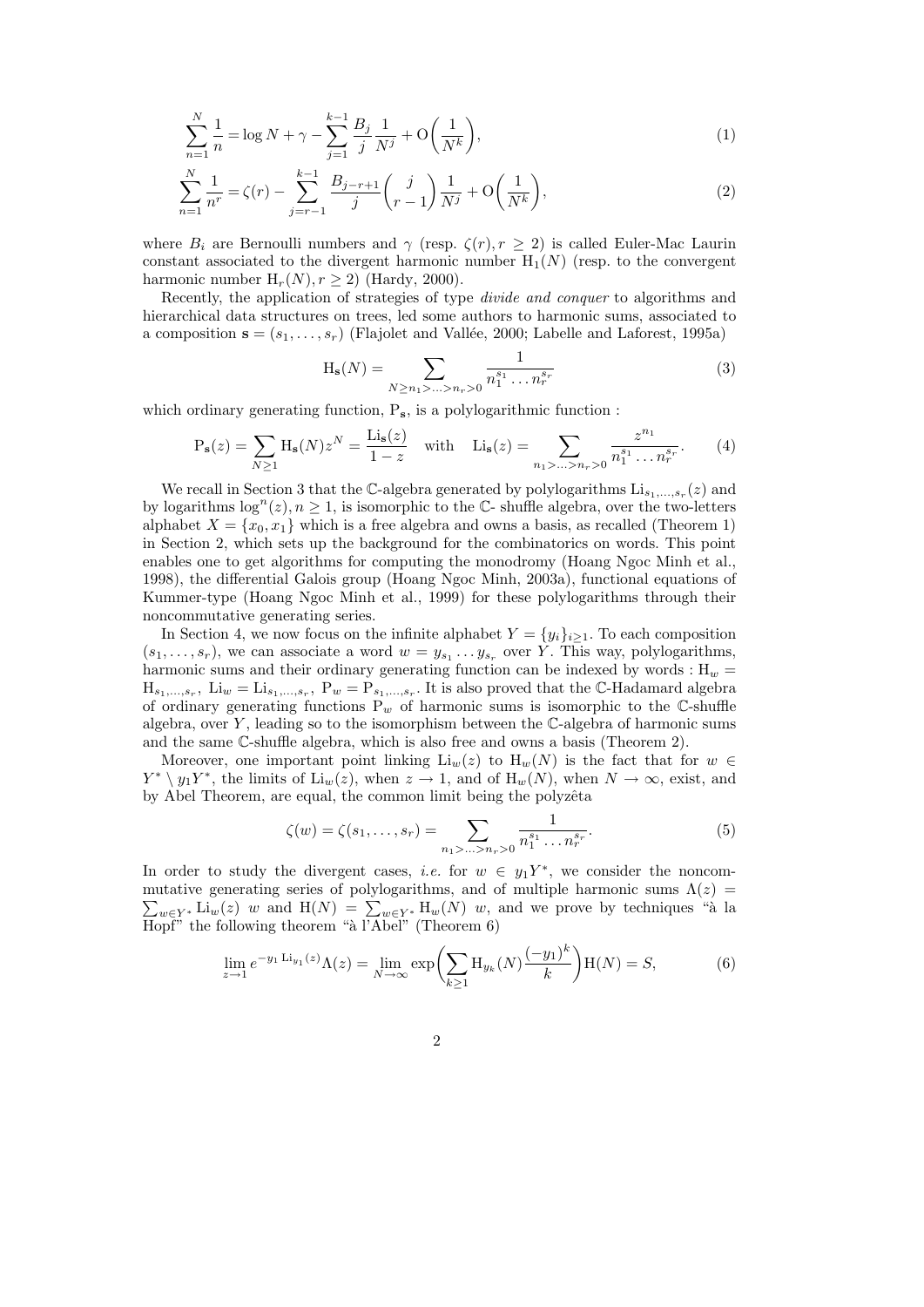$$\sum_{n=1}^{N} \frac{1}{n} = \log N + \gamma - \sum_{j=1}^{k-1} \frac{B_j}{j} \frac{1}{N^j} + \mathrm{O}\left(\frac{1}{N^k}\right), \tag{1}$$

$$\sum_{n=1}^{N} \frac{1}{n^r} = \zeta(r) - \sum_{j=r-1}^{k-1} \frac{B_{j-r+1}}{j} \binom{j}{r-1} \frac{1}{N^j} + \mathrm{O}\left(\frac{1}{N^k}\right), \tag{2}$$

where $B_i$ are Bernoulli numbers and $\gamma$ (resp. $\zeta(r), r \geq 2$) is called Euler-Mac Laurin constant associated to the divergent harmonic number $\mathrm{H}_1(N)$ (resp. to the convergent harmonic number $\mathrm{H}_r(N), r \geq 2$) (Hardy, 2000).

Recently, the application of strategies of type *divide and conquer* to algorithms and hierarchical data structures on trees, led some authors to harmonic sums, associated to a composition $\mathbf{s} = (s_1, \ldots, s_r)$ (Flajolet and Vallée, 2000; Labelle and Laforest, 1995a)

$$\mathrm{H}_{\mathbf{s}}(N) = \sum_{N \geq n_1 > \ldots > n_r > 0} \frac{1}{n_1^{s_1} \ldots n_r^{s_r}} \tag{3}$$

which ordinary generating function, $\mathrm{P}_{\mathbf{s}}$, is a polylogarithmic function :

$$\mathrm{P}_{\mathbf{s}}(z) = \sum_{N \geq 1} \mathrm{H}_{\mathbf{s}}(N) z^N = \frac{\mathrm{Li}_{\mathbf{s}}(z)}{1-z} \quad \text{with} \quad \mathrm{Li}_{\mathbf{s}}(z) = \sum_{n_1 > \ldots > n_r > 0} \frac{z^{n_1}}{n_1^{s_1} \ldots n_r^{s_r}}. \tag{4}$$

We recall in Section 3 that the $\mathbb{C}$-algebra generated by polylogarithms $\mathrm{Li}_{s_1,\ldots,s_r}(z)$ and by logarithms $\log^n(z), n \geq 1$, is isomorphic to the $\mathbb{C}$- shuffle algebra, over the two-letters alphabet $X = \{x_0, x_1\}$ which is a free algebra and owns a basis, as recalled (Theorem 1) in Section 2, which sets up the background for the combinatorics on words. This point enables one to get algorithms for computing the monodromy (Hoang Ngoc Minh et al., 1998), the differential Galois group (Hoang Ngoc Minh, 2003a), functional equations of Kummer-type (Hoang Ngoc Minh et al., 1999) for these polylogarithms through their noncommutative generating series.

In Section 4, we now focus on the infinite alphabet $Y = \{y_i\}_{i \geq 1}$. To each composition $(s_1, \ldots, s_r)$, we can associate a word $w = y_{s_1} \ldots y_{s_r}$ over $Y$. This way, polylogarithms, harmonic sums and their ordinary generating function can be indexed by words : $\mathrm{H}_w = \mathrm{H}_{s_1,\ldots,s_r},\ \mathrm{Li}_w = \mathrm{Li}_{s_1,\ldots,s_r},\ \mathrm{P}_w = \mathrm{P}_{s_1,\ldots,s_r}$. It is also proved that the $\mathbb{C}$-Hadamard algebra of ordinary generating functions $\mathrm{P}_w$ of harmonic sums is isomorphic to the $\mathbb{C}$-shuffle algebra, over $Y$, leading so to the isomorphism between the $\mathbb{C}$-algebra of harmonic sums and the same $\mathbb{C}$-shuffle algebra, which is also free and owns a basis (Theorem 2).

Moreover, one important point linking $\mathrm{Li}_w(z)$ to $\mathrm{H}_w(N)$ is the fact that for $w \in Y^* \setminus y_1 Y^*$, the limits of $\mathrm{Li}_w(z)$, when $z \to 1$, and of $\mathrm{H}_w(N)$, when $N \to \infty$, exist, and by Abel Theorem, are equal, the common limit being the polyzêta

$$\zeta(w) = \zeta(s_1, \ldots, s_r) = \sum_{n_1 > \ldots > n_r > 0} \frac{1}{n_1^{s_1} \ldots n_r^{s_r}}. \tag{5}$$

In order to study the divergent cases, *i.e.* for $w \in y_1 Y^*$, we consider the noncommutative generating series of polylogarithms, and of multiple harmonic sums $\Lambda(z) = \sum_{w \in Y^*} \mathrm{Li}_w(z)\ w$ and $\mathrm{H}(N) = \sum_{w \in Y^*} \mathrm{H}_w(N)\ w$, and we prove by techniques "à la Hopf" the following theorem "à l'Abel" (Theorem 6)

$$\lim_{z \to 1} e^{-y_1 \mathrm{Li}_{y_1}(z)} \Lambda(z) = \lim_{N \to \infty} \exp\left( \sum_{k \geq 1} \mathrm{H}_{y_k}(N) \frac{(-y_1)^k}{k} \right) \mathrm{H}(N) = S, \tag{6}$$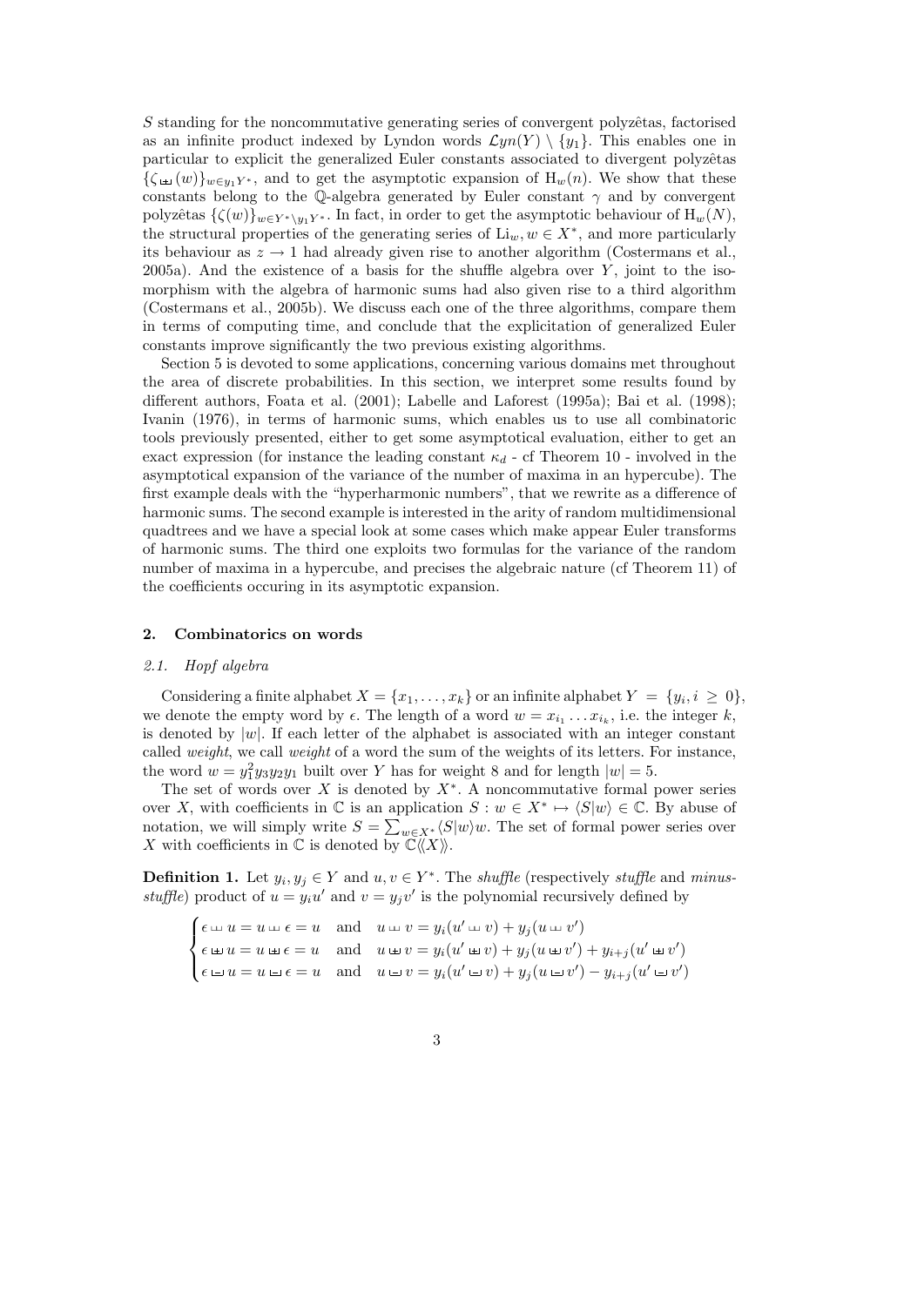$S$ standing for the noncommutative generating series of convergent polyzêtas, factorised as an infinite product indexed by Lyndon words $\mathcal{L}yn(Y) \setminus \{y_1\}$. This enables one in particular to explicit the generalized Euler constants associated to divergent polyzêtas $\{\zeta_{\uplus}(w)\}_{w \in y_1 Y^*}$, and to get the asymptotic expansion of $\mathrm{H}_w(n)$. We show that these constants belong to the $\mathbb{Q}$-algebra generated by Euler constant $\gamma$ and by convergent polyzêtas $\{\zeta(w)\}_{w \in Y^* \setminus y_1 Y^*}$. In fact, in order to get the asymptotic behaviour of $\mathrm{H}_w(N)$, the structural properties of the generating series of $\mathrm{Li}_w, w \in X^*$, and more particularly its behaviour as $z \to 1$ had already given rise to another algorithm (Costermans et al., 2005a). And the existence of a basis for the shuffle algebra over $Y$, joint to the isomorphism with the algebra of harmonic sums had also given rise to a third algorithm (Costermans et al., 2005b). We discuss each one of the three algorithms, compare them in terms of computing time, and conclude that the explicitation of generalized Euler constants improve significantly the two previous existing algorithms.

Section 5 is devoted to some applications, concerning various domains met throughout the area of discrete probabilities. In this section, we interpret some results found by different authors, Foata et al. (2001); Labelle and Laforest (1995a); Bai et al. (1998); Ivanin (1976), in terms of harmonic sums, which enables us to use all combinatoric tools previously presented, either to get some asymptotical evaluation, either to get an exact expression (for instance the leading constant $\kappa_d$ - cf Theorem 10 - involved in the asymptotical expansion of the variance of the number of maxima in an hypercube). The first example deals with the "hyperharmonic numbers", that we rewrite as a difference of harmonic sums. The second example is interested in the arity of random multidimensional quadtrees and we have a special look at some cases which make appear Euler transforms of harmonic sums. The third one exploits two formulas for the variance of the random number of maxima in a hypercube, and precises the algebraic nature (cf Theorem 11) of the coefficients occuring in its asymptotic expansion.

## 2. Combinatorics on words

### 2.1. Hopf algebra

Considering a finite alphabet $X = \{x_1, \ldots, x_k\}$ or an infinite alphabet $Y = \{y_i, i \geq 0\}$, we denote the empty word by $\epsilon$. The length of a word $w = x_{i_1} \ldots x_{i_k}$, i.e. the integer $k$, is denoted by $|w|$. If each letter of the alphabet is associated with an integer constant called *weight*, we call *weight* of a word the sum of the weights of its letters. For instance, the word $w = y_1^2 y_3 y_2 y_1$ built over $Y$ has for weight 8 and for length $|w| = 5$.

The set of words over $X$ is denoted by $X^*$. A noncommutative formal power series over $X$, with coefficients in $\mathbb{C}$ is an application $S : w \in X^* \mapsto \langle S|w \rangle \in \mathbb{C}$. By abuse of notation, we will simply write $S = \sum_{w \in X^*} \langle S|w \rangle w$. The set of formal power series over $X$ with coefficients in $\mathbb{C}$ is denoted by $\mathbb{C}\langle\langle X \rangle\rangle$.

**Definition 1.** Let $y_i, y_j \in Y$ and $u, v \in Y^*$. The *shuffle* (respectively *stuffle* and *minus-stuffle*) product of $u = y_i u'$ and $v = y_j v'$ is the polynomial recursively defined by

$$\begin{cases} \epsilon \sqcup\!\sqcup u = u \sqcup\!\sqcup \epsilon = u \quad \text{and} \quad u \sqcup\!\sqcup v = y_i(u' \sqcup\!\sqcup v) + y_j(u \sqcup\!\sqcup v') \\ \epsilon \uplus u = u \uplus \epsilon = u \quad \text{and} \quad u \uplus v = y_i(u' \uplus v) + y_j(u \uplus v') + y_{i+j}(u' \uplus v') \\ \epsilon \boxminus u = u \boxminus \epsilon = u \quad \text{and} \quad u \boxminus v = y_i(u' \boxminus v) + y_j(u \boxminus v') - y_{i+j}(u' \boxminus v') \end{cases}$$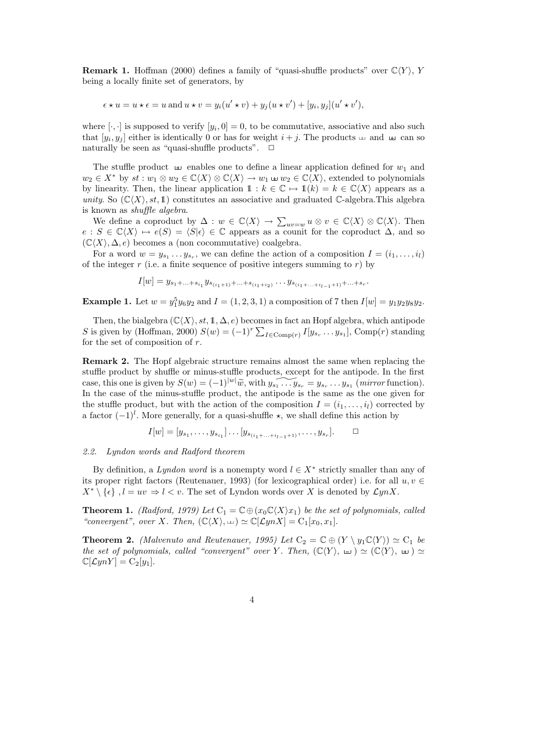**Remark 1.** Hoffman (2000) defines a family of "quasi-shuffle products" over $\mathbb{C}\langle Y\rangle$, $Y$ being a locally finite set of generators, by

$$\epsilon \star u = u \star \epsilon = u \text{ and } u \star v = y_i(u' \star v) + y_j(u \star v') + [y_i, y_j](u' \star v'),$$

where $[\cdot,\cdot]$ is supposed to verify $[y_i, 0] = 0$, to be commutative, associative and also such that $[y_i, y_j]$ either is identically 0 or has for weight $i + j$. The products $\sqcup\!\sqcup$ and $\uplus$ can so naturally be seen as "quasi-shuffle products". $\square$

The stuffle product $\uplus$ enables one to define a linear application defined for $w_1$ and $w_2 \in X^*$ by $st : w_1 \otimes w_2 \in \mathbb{C}\langle X\rangle \otimes \mathbb{C}\langle X\rangle \to w_1 \uplus w_2 \in \mathbb{C}\langle X\rangle$, extended to polynomials by linearity. Then, the linear application $\mathbb{1} : k \in \mathbb{C} \mapsto \mathbb{1}(k) = k \in \mathbb{C}\langle X\rangle$ appears as a *unity*. So $(\mathbb{C}\langle X\rangle, st, \mathbb{1})$ constitutes an associative and graduated $\mathbb{C}$-algebra.This algebra is known as *shuffle algebra*.

We define a coproduct by $\Delta : w \in \mathbb{C}\langle X\rangle \to \sum_{uv=w} u \otimes v \in \mathbb{C}\langle X\rangle \otimes \mathbb{C}\langle X\rangle$. Then $e : S \in \mathbb{C}\langle X\rangle \mapsto e(S) = \langle S|\epsilon\rangle \in \mathbb{C}$ appears as a counit for the coproduct $\Delta$, and so $(\mathbb{C}\langle X\rangle, \Delta, e)$ becomes a (non cocommutative) coalgebra.

For a word $w = y_{s_1} \dots y_{s_r}$, we can define the action of a composition $I = (i_1, \dots, i_l)$ of the integer $r$ (i.e. a finite sequence of positive integers summing to $r$) by

$$I[w] = y_{s_1+\ldots+s_{i_1}} y_{s_{(i_1+1)}+\ldots+s_{(i_1+i_2)}} \dots y_{s_{(i_1+\ldots+i_{l-1}+1)}+\ldots+s_r}.$$

**Example 1.** Let $w = y_1^5 y_6 y_2$ and $I = (1, 2, 3, 1)$ a composition of 7 then $I[w] = y_1 y_2 y_8 y_2$.

Then, the bialgebra $(\mathbb{C}\langle X\rangle, st, \mathbb{1}, \Delta, e)$ becomes in fact an Hopf algebra, which antipode $S$ is given by (Hoffman, 2000) $S(w) = (-1)^r \sum_{I \in \mathrm{Comp}(r)} I[y_{s_r} \dots y_{s_1}]$, $\mathrm{Comp}(r)$ standing for the set of composition of $r$.

**Remark 2.** The Hopf algebraic structure remains almost the same when replacing the stuffle product by shuffle or minus-stuffle products, except for the antipode. In the first case, this one is given by $S(w) = (-1)^{|w|}\widetilde{w}$, with $\widetilde{y_{s_1} \dots y_{s_r}} = y_{s_r} \dots y_{s_1}$ (*mirror* function). In the case of the minus-stuffle product, the antipode is the same as the one given for the stuffle product, but with the action of the composition $I = (i_1, \dots, i_l)$ corrected by a factor $(-1)^l$. More generally, for a quasi-shuffle $\star$, we shall define this action by

$$I[w] = [y_{s_1}, \dots, y_{s_{i_1}}] \dots [y_{s_{(i_1+\ldots+i_{l-1}+1)}}, \dots, y_{s_r}]. \qquad \square$$

### 2.2. Lyndon words and Radford theorem

By definition, a *Lyndon word* is a nonempty word $l \in X^*$ strictly smaller than any of its proper right factors (Reutenauer, 1993) (for lexicographical order) i.e. for all $u, v \in X^* \setminus \{\epsilon\}$ , $l = uv \Rightarrow l < v$. The set of Lyndon words over $X$ is denoted by $\mathcal{L}ynX$.

**Theorem 1.** *(Radford, 1979) Let $\mathrm{C}_1 = \mathbb{C} \oplus (x_0\mathbb{C}\langle X\rangle x_1)$ be the set of polynomials, called "convergent", over $X$. Then, $(\mathbb{C}\langle X\rangle, \sqcup\!\sqcup) \simeq \mathbb{C}[\mathcal{L}ynX] = \mathrm{C}_1[x_0, x_1]$.*

**Theorem 2.** *(Malvenuto and Reutenauer, 1995) Let $\mathrm{C}_2 = \mathbb{C} \oplus (Y \setminus y_1\mathbb{C}\langle Y\rangle) \simeq \mathrm{C}_1$ be the set of polynomials, called "convergent" over $Y$. Then, $(\mathbb{C}\langle Y\rangle, \boxminus) \simeq (\mathbb{C}\langle Y\rangle, \uplus) \simeq \mathbb{C}[\mathcal{L}ynY] = \mathrm{C}_2[y_1]$.*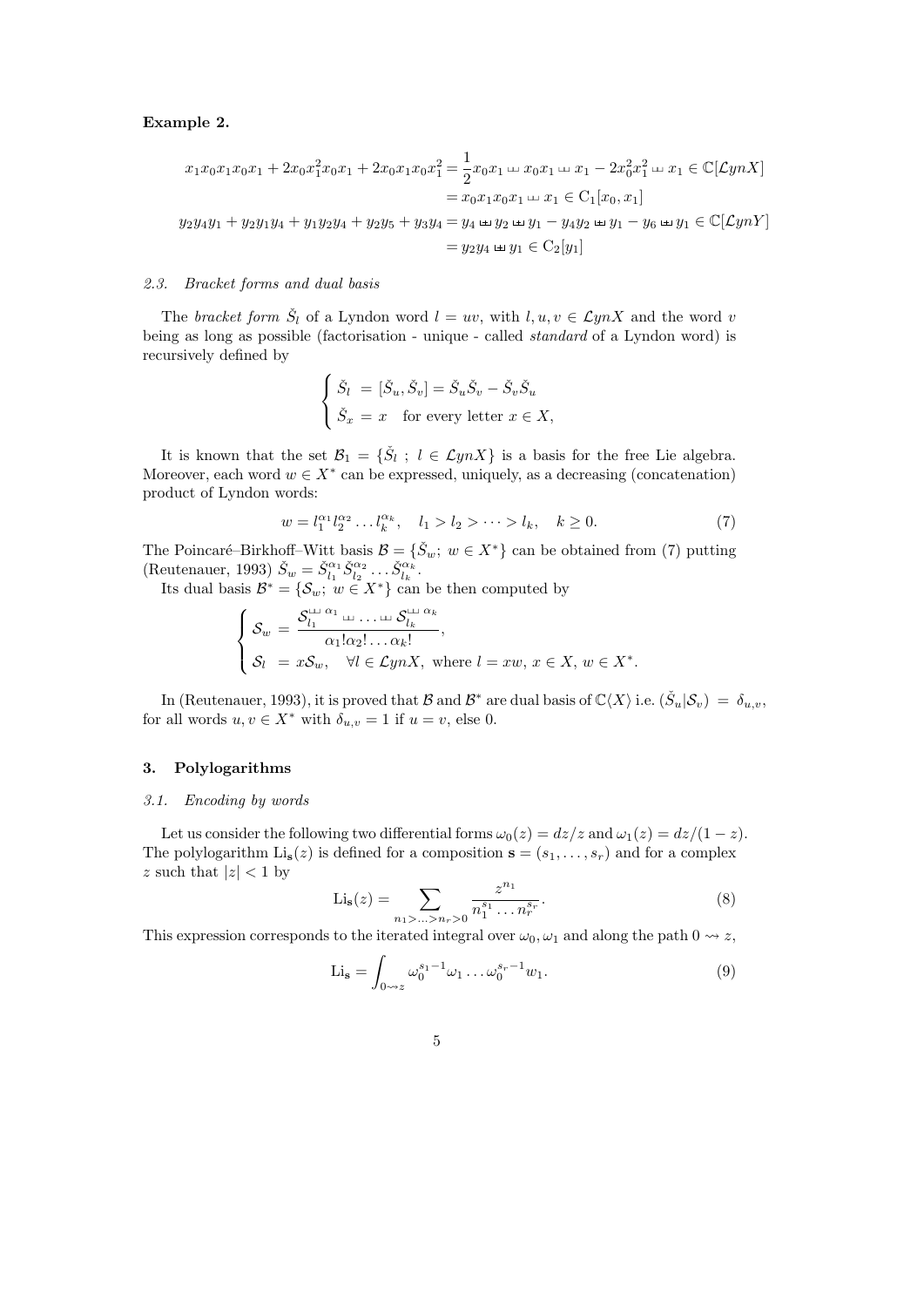**Example 2.**

$$
\begin{aligned}
x_1x_0x_1x_0x_1 + 2x_0x_1^2x_0x_1 + 2x_0x_1x_0x_1^2 &= \frac{1}{2}x_0x_1 ⧢ x_0x_1 ⧢ x_1 - 2x_0^2x_1^2 ⧢ x_1 \in \mathbb{C}[\mathcal{L}ynX] \\
&= x_0x_1x_0x_1 ⧢ x_1 \in \mathrm{C}_1[x_0, x_1] \\
y_2y_4y_1 + y_2y_1y_4 + y_1y_2y_4 + y_2y_5 + y_3y_4 &= y_4 \uplus y_2 \uplus y_1 - y_4y_2 \uplus y_1 - y_6 \uplus y_1 \in \mathbb{C}[\mathcal{L}ynY] \\
&= y_2y_4 \uplus y_1 \in \mathrm{C}_2[y_1]
\end{aligned}
$$

### *2.3. Bracket forms and dual basis*

The *bracket form* $\check{S}_l$ of a Lyndon word $l = uv$, with $l, u, v \in \mathcal{L}ynX$ and the word $v$ being as long as possible (factorisation - unique - called *standard* of a Lyndon word) is recursively defined by

$$
\begin{cases}
\check{S}_l = [\check{S}_u, \check{S}_v] = \check{S}_u\check{S}_v - \check{S}_v\check{S}_u \\
\check{S}_x = x \quad \text{for every letter } x \in X,
\end{cases}
$$

It is known that the set $\mathcal{B}_1 = \{\check{S}_l \ ; \ l \in \mathcal{L}ynX\}$ is a basis for the free Lie algebra. Moreover, each word $w \in X^*$ can be expressed, uniquely, as a decreasing (concatenation) product of Lyndon words:

$$
w = l_1^{\alpha_1} l_2^{\alpha_2} \dots l_k^{\alpha_k}, \quad l_1 > l_2 > \dots > l_k, \quad k \geq 0. \tag{7}
$$

The Poincaré–Birkhoff–Witt basis $\mathcal{B} = \{\check{S}_w; \ w \in X^*\}$ can be obtained from (7) putting (Reutenauer, 1993) $\check{S}_w = \check{S}_{l_1}^{\alpha_1} \check{S}_{l_2}^{\alpha_2} \dots \check{S}_{l_k}^{\alpha_k}$.

Its dual basis $\mathcal{B}^* = \{\mathcal{S}_w; \ w \in X^*\}$ can be then computed by

$$
\begin{cases}
\mathcal{S}_w = \dfrac{\mathcal{S}_{l_1}^{⧢\,\alpha_1} ⧢ \dots ⧢ \mathcal{S}_{l_k}^{⧢\,\alpha_k}}{\alpha_1!\alpha_2!\dots\alpha_k!}, \\
\mathcal{S}_l = x\mathcal{S}_w, \quad \forall l \in \mathcal{L}ynX, \text{ where } l = xw, \, x \in X, \, w \in X^*.
\end{cases}
$$

In (Reutenauer, 1993), it is proved that $\mathcal{B}$ and $\mathcal{B}^*$ are dual basis of $\mathbb{C}\langle X \rangle$ i.e. $(\check{S}_u | \mathcal{S}_v) = \delta_{u,v}$, for all words $u, v \in X^*$ with $\delta_{u,v} = 1$ if $u = v$, else 0.

## 3. Polylogarithms

### *3.1. Encoding by words*

Let us consider the following two differential forms $\omega_0(z) = dz/z$ and $\omega_1(z) = dz/(1-z)$. The polylogarithm $\mathrm{Li}_{\mathbf{s}}(z)$ is defined for a composition $\mathbf{s} = (s_1, \dots, s_r)$ and for a complex $z$ such that $|z| < 1$ by

$$
\mathrm{Li}_{\mathbf{s}}(z) = \sum_{n_1 > \dots > n_r > 0} \frac{z^{n_1}}{n_1^{s_1} \dots n_r^{s_r}}. \tag{8}
$$

This expression corresponds to the iterated integral over $\omega_0, \omega_1$ and along the path $0 \rightsquigarrow z$,

$$
\mathrm{Li}_{\mathbf{s}} = \int_{0 \rightsquigarrow z} \omega_0^{s_1 - 1} \omega_1 \dots \omega_0^{s_r - 1} w_1. \tag{9}
$$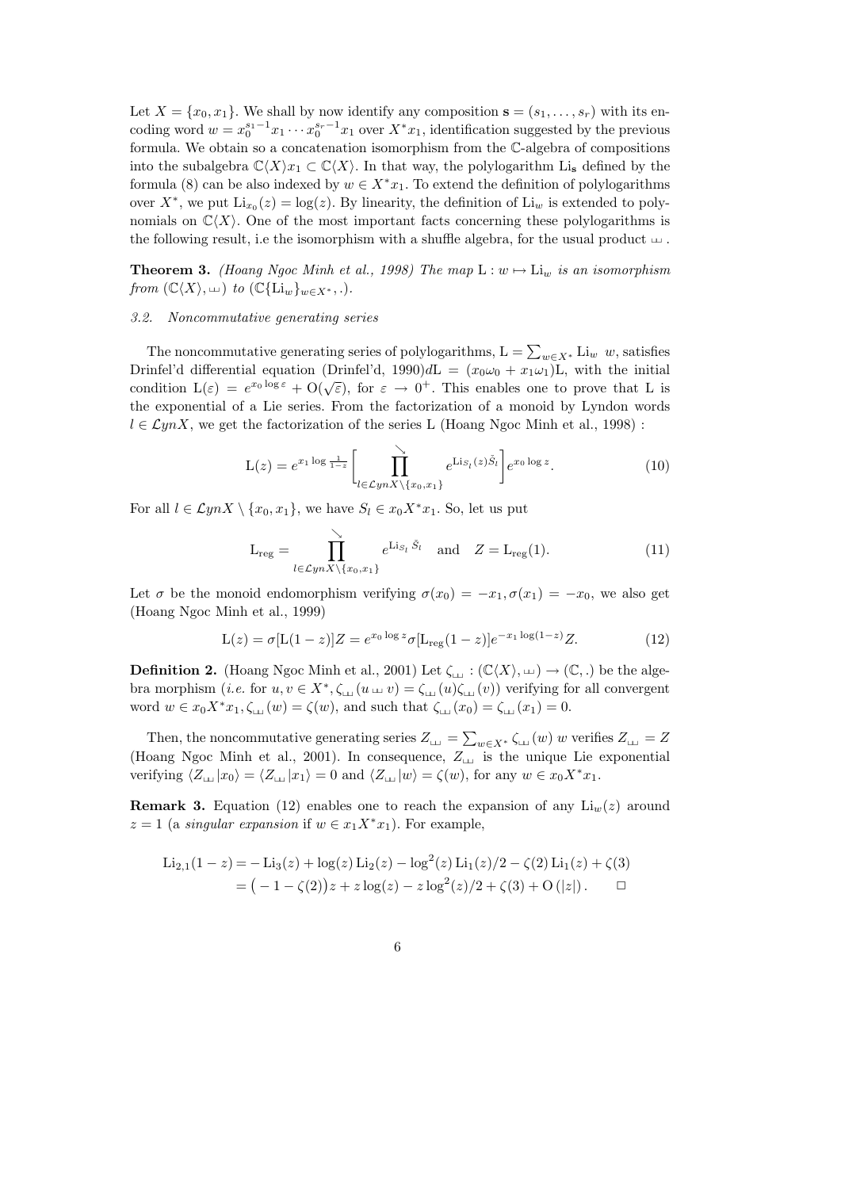Let $X = \{x_0, x_1\}$. We shall by now identify any composition $\mathbf{s} = (s_1, \ldots, s_r)$ with its encoding word $w = x_0^{s_1-1}x_1 \cdots x_0^{s_r-1}x_1$ over $X^*x_1$, identification suggested by the previous formula. We obtain so a concatenation isomorphism from the $\mathbb{C}$-algebra of compositions into the subalgebra $\mathbb{C}\langle X\rangle x_1 \subset \mathbb{C}\langle X\rangle$. In that way, the polylogarithm $\mathrm{Li}_{\mathbf{s}}$ defined by the formula (8) can be also indexed by $w \in X^*x_1$. To extend the definition of polylogarithms over $X^*$, we put $\mathrm{Li}_{x_0}(z) = \log(z)$. By linearity, the definition of $\mathrm{Li}_w$ is extended to polynomials on $\mathbb{C}\langle X\rangle$. One of the most important facts concerning these polylogarithms is the following result, i.e the isomorphism with a shuffle algebra, for the usual product $ш$.

**Theorem 3.** *(Hoang Ngoc Minh et al., 1998) The map* $\mathrm{L} : w \mapsto \mathrm{Li}_w$ *is an isomorphism from* $(\mathbb{C}\langle X\rangle, ш)$ *to* $(\mathbb{C}\{\mathrm{Li}_w\}_{w\in X^*}, .)$.

### 3.2. Noncommutative generating series

The noncommutative generating series of polylogarithms, $\mathrm{L} = \sum_{w\in X^*} \mathrm{Li}_w \; w$, satisfies Drinfel'd differential equation (Drinfel'd, 1990)$d\mathrm{L} = (x_0\omega_0 + x_1\omega_1)\mathrm{L}$, with the initial condition $\mathrm{L}(\varepsilon) = e^{x_0 \log \varepsilon} + \mathrm{O}(\sqrt{\varepsilon})$, for $\varepsilon \to 0^+$. This enables one to prove that L is the exponential of a Lie series. From the factorization of a monoid by Lyndon words $l \in \mathcal{L}ynX$, we get the factorization of the series L (Hoang Ngoc Minh et al., 1998) :

$$\mathrm{L}(z) = e^{x_1 \log \frac{1}{1-z}} \left[ \prod_{l\in\mathcal{L}ynX\setminus\{x_0,x_1\}}^{\searrow} e^{\mathrm{Li}_{S_l}(z)\check{S}_l} \right] e^{x_0 \log z}. \tag{10}$$

For all $l \in \mathcal{L}ynX \setminus \{x_0, x_1\}$, we have $S_l \in x_0X^*x_1$. So, let us put

$$\mathrm{L}_{\mathrm{reg}} = \prod_{l\in\mathcal{L}ynX\setminus\{x_0,x_1\}}^{\searrow} e^{\mathrm{Li}_{S_l}\check{S}_l} \quad \text{and} \quad Z = \mathrm{L}_{\mathrm{reg}}(1). \tag{11}$$

Let $\sigma$ be the monoid endomorphism verifying $\sigma(x_0) = -x_1, \sigma(x_1) = -x_0$, we also get (Hoang Ngoc Minh et al., 1999)

$$\mathrm{L}(z) = \sigma[\mathrm{L}(1-z)]Z = e^{x_0 \log z}\sigma[\mathrm{L}_{\mathrm{reg}}(1-z)]e^{-x_1\log(1-z)}Z. \tag{12}$$

**Definition 2.** (Hoang Ngoc Minh et al., 2001) Let $\zeta_ш : (\mathbb{C}\langle X\rangle, ш) \to (\mathbb{C}, .)$ be the algebra morphism (*i.e.* for $u, v \in X^*, \zeta_ш(u ш v) = \zeta_ш(u)\zeta_ш(v)$) verifying for all convergent word $w \in x_0X^*x_1, \zeta_ш(w) = \zeta(w)$, and such that $\zeta_ш(x_0) = \zeta_ш(x_1) = 0$.

Then, the noncommutative generating series $Z_ш = \sum_{w\in X^*} \zeta_ш(w)\; w$ verifies $Z_ш = Z$ (Hoang Ngoc Minh et al., 2001). In consequence, $Z_ш$ is the unique Lie exponential verifying $\langle Z_ш|x_0\rangle = \langle Z_ш|x_1\rangle = 0$ and $\langle Z_ш|w\rangle = \zeta(w)$, for any $w \in x_0X^*x_1$.

**Remark 3.** Equation (12) enables one to reach the expansion of any $\mathrm{Li}_w(z)$ around $z = 1$ (a *singular expansion* if $w \in x_1X^*x_1$). For example,

$$\begin{aligned}
\mathrm{Li}_{2,1}(1-z) &= -\mathrm{Li}_3(z) + \log(z)\,\mathrm{Li}_2(z) - \log^2(z)\,\mathrm{Li}_1(z)/2 - \zeta(2)\,\mathrm{Li}_1(z) + \zeta(3) \\
&= \big(-1-\zeta(2)\big)z + z\log(z) - z\log^2(z)/2 + \zeta(3) + \mathrm{O}\left(|z|\right). \qquad \square
\end{aligned}$$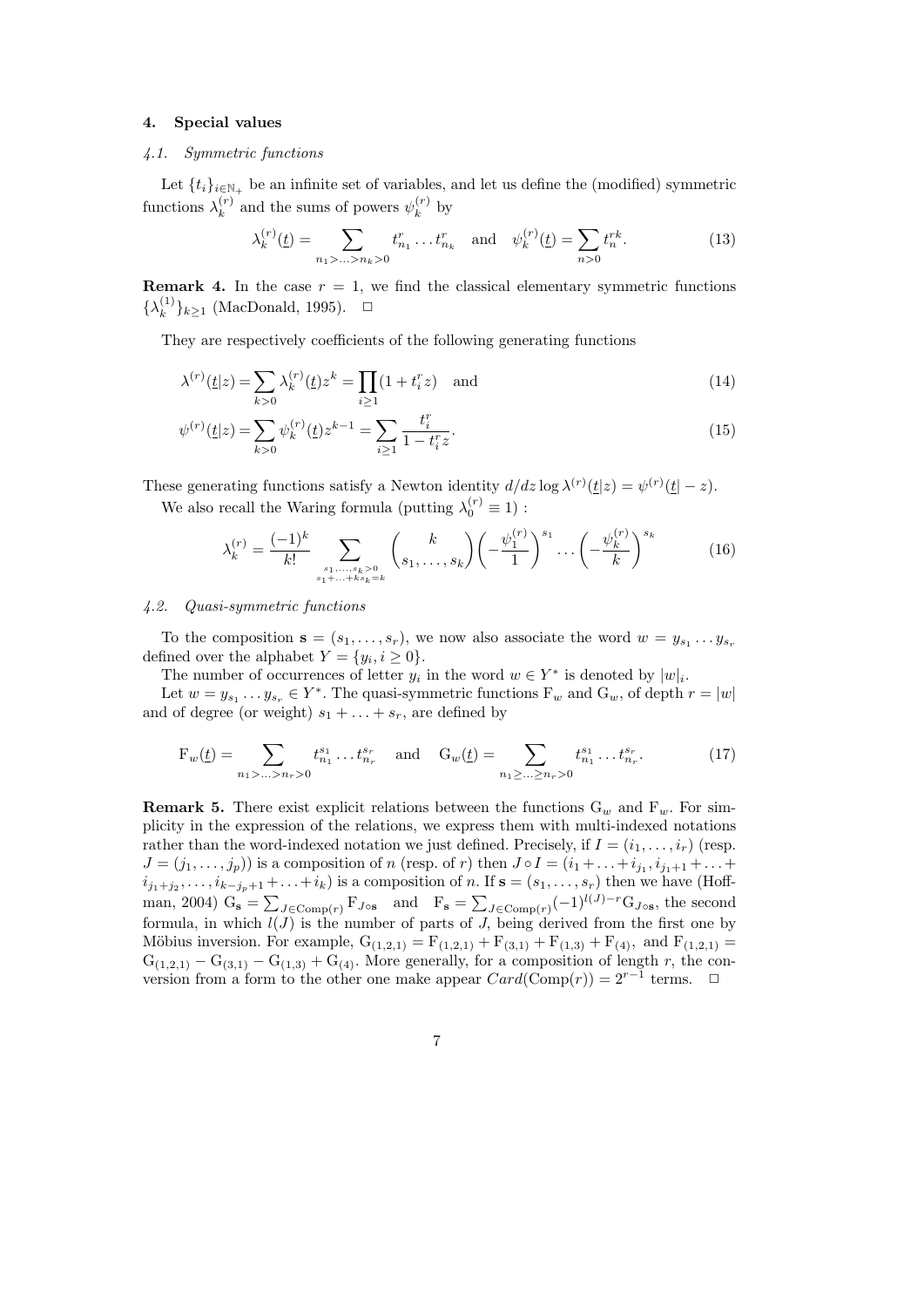## 4. Special values

### *4.1. Symmetric functions*

Let $\{t_i\}_{i\in\mathbb{N}_+}$ be an infinite set of variables, and let us define the (modified) symmetric functions $\lambda_k^{(r)}$ and the sums of powers $\psi_k^{(r)}$ by

$$\lambda_k^{(r)}(\underline{t}) = \sum_{n_1>\ldots>n_k>0} t_{n_1}^r \ldots t_{n_k}^r \quad \text{and} \quad \psi_k^{(r)}(\underline{t}) = \sum_{n>0} t_n^{rk}. \tag{13}$$

**Remark 4.** In the case $r = 1$, we find the classical elementary symmetric functions $\{\lambda_k^{(1)}\}_{k\geq 1}$ (MacDonald, 1995). $\square$

They are respectively coefficients of the following generating functions

$$\lambda^{(r)}(\underline{t}|z) = \sum_{k>0} \lambda_k^{(r)}(\underline{t}) z^k = \prod_{i\geq 1}(1 + t_i^r z) \quad \text{and} \tag{14}$$

$$\psi^{(r)}(\underline{t}|z) = \sum_{k>0} \psi_k^{(r)}(\underline{t}) z^{k-1} = \sum_{i\geq 1} \frac{t_i^r}{1 - t_i^r z}. \tag{15}$$

These generating functions satisfy a Newton identity $d/dz \log \lambda^{(r)}(\underline{t}|z) = \psi^{(r)}(\underline{t}| - z)$.

We also recall the Waring formula (putting $\lambda_0^{(r)} \equiv 1$) :

$$\lambda_k^{(r)} = \frac{(-1)^k}{k!} \sum_{\substack{s_1,\ldots,s_k>0 \\ s_1+\ldots+ks_k=k}} \binom{k}{s_1,\ldots,s_k} \left(-\frac{\psi_1^{(r)}}{1}\right)^{s_1} \ldots \left(-\frac{\psi_k^{(r)}}{k}\right)^{s_k} \tag{16}$$

### *4.2. Quasi-symmetric functions*

To the composition $\mathbf{s} = (s_1, \ldots, s_r)$, we now also associate the word $w = y_{s_1} \ldots y_{s_r}$ defined over the alphabet $Y = \{y_i, i \geq 0\}$.

The number of occurrences of letter $y_i$ in the word $w \in Y^*$ is denoted by $|w|_i$.

Let $w = y_{s_1} \ldots y_{s_r} \in Y^*$. The quasi-symmetric functions $\mathrm{F}_w$ and $\mathrm{G}_w$, of depth $r = |w|$ and of degree (or weight) $s_1 + \ldots + s_r$, are defined by

$$\mathrm{F}_w(\underline{t}) = \sum_{n_1>\ldots>n_r>0} t_{n_1}^{s_1} \ldots t_{n_r}^{s_r} \quad \text{and} \quad \mathrm{G}_w(\underline{t}) = \sum_{n_1\geq\ldots\geq n_r>0} t_{n_1}^{s_1} \ldots t_{n_r}^{s_r}. \tag{17}$$

**Remark 5.** There exist explicit relations between the functions $\mathrm{G}_w$ and $\mathrm{F}_w$. For simplicity in the expression of the relations, we express them with multi-indexed notations rather than the word-indexed notation we just defined. Precisely, if $I = (i_1, \ldots, i_r)$ (resp. $J = (j_1, \ldots, j_p)$) is a composition of $n$ (resp. of $r$) then $J \circ I = (i_1 + \ldots + i_{j_1}, i_{j_1+1} + \ldots + i_{j_1+j_2}, \ldots, i_{k-j_p+1} + \ldots + i_k)$ is a composition of $n$. If $\mathbf{s} = (s_1, \ldots, s_r)$ then we have (Hoffman, 2004) $\mathrm{G}_{\mathbf{s}} = \sum_{J\in\mathrm{Comp}(r)} \mathrm{F}_{J\circ\mathbf{s}}$ and $\mathrm{F}_{\mathbf{s}} = \sum_{J\in\mathrm{Comp}(r)} (-1)^{l(J)-r} \mathrm{G}_{J\circ\mathbf{s}}$, the second formula, in which $l(J)$ is the number of parts of $J$, being derived from the first one by Möbius inversion. For example, $\mathrm{G}_{(1,2,1)} = \mathrm{F}_{(1,2,1)} + \mathrm{F}_{(3,1)} + \mathrm{F}_{(1,3)} + \mathrm{F}_{(4)}$, and $\mathrm{F}_{(1,2,1)} = \mathrm{G}_{(1,2,1)} - \mathrm{G}_{(3,1)} - \mathrm{G}_{(1,3)} + \mathrm{G}_{(4)}$. More generally, for a composition of length $r$, the conversion from a form to the other one make appear $Card(\mathrm{Comp}(r)) = 2^{r-1}$ terms. $\square$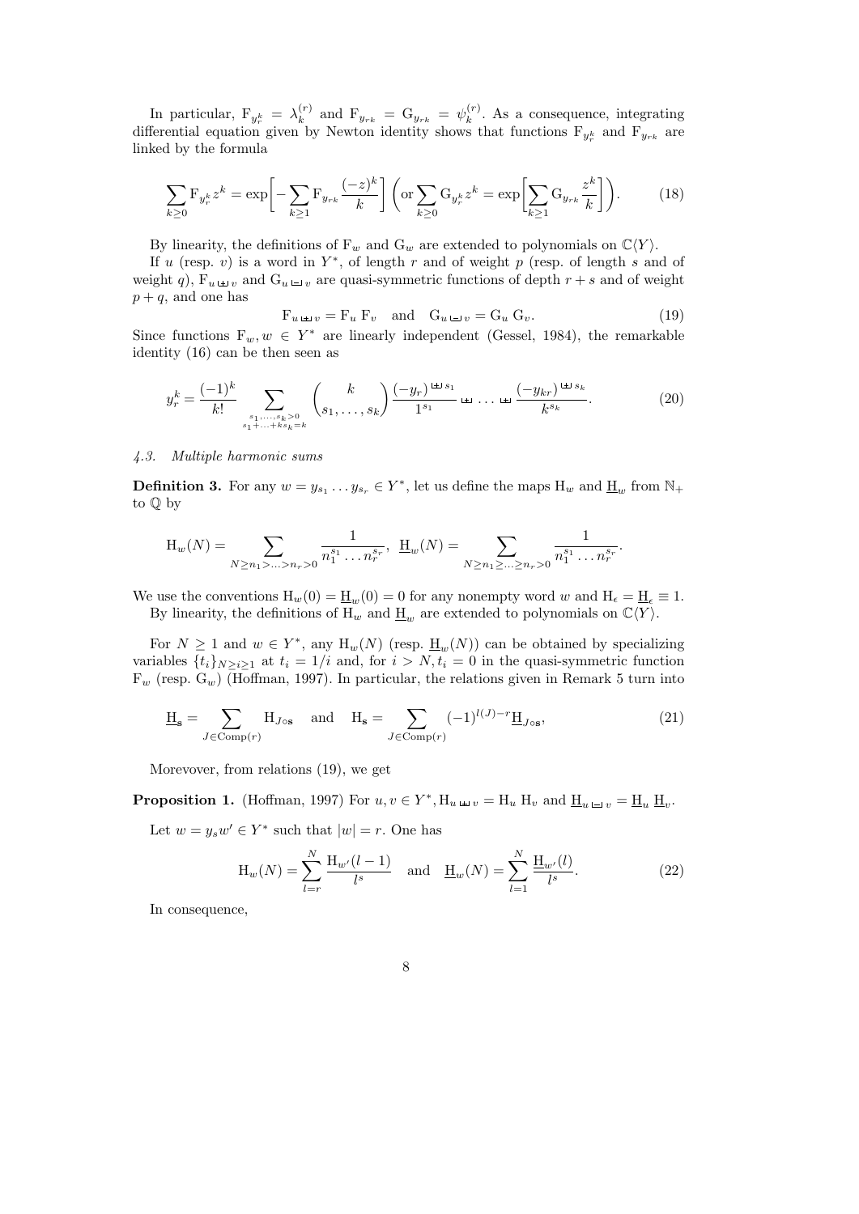In particular, $\mathrm{F}_{y_r^k} = \lambda_k^{(r)}$ and $\mathrm{F}_{y_{rk}} = \mathrm{G}_{y_{rk}} = \psi_k^{(r)}$. As a consequence, integrating differential equation given by Newton identity shows that functions $\mathrm{F}_{y_r^k}$ and $\mathrm{F}_{y_{rk}}$ are linked by the formula

$$\sum_{k\geq 0} \mathrm{F}_{y_r^k} z^k = \exp\bigg[-\sum_{k\geq 1} \mathrm{F}_{y_{rk}} \frac{(-z)^k}{k}\bigg] \bigg(\text{or} \sum_{k\geq 0} \mathrm{G}_{y_r^k} z^k = \exp\bigg[\sum_{k\geq 1} \mathrm{G}_{y_{rk}} \frac{z^k}{k}\bigg]\bigg). \tag{18}$$

By linearity, the definitions of $\mathrm{F}_w$ and $\mathrm{G}_w$ are extended to polynomials on $\mathbb{C}\langle Y\rangle$.

If $u$ (resp. $v$) is a word in $Y^*$, of length $r$ and of weight $p$ (resp. of length $s$ and of weight $q$), $\mathrm{F}_{u \,⧢\, v}$ and $\mathrm{G}_{u \sqcup v}$ are quasi-symmetric functions of depth $r+s$ and of weight $p+q$, and one has

$$\mathrm{F}_{u \,⧢\, v} = \mathrm{F}_u\, \mathrm{F}_v \quad \text{and} \quad \mathrm{G}_{u \sqcup v} = \mathrm{G}_u\, \mathrm{G}_v. \tag{19}$$

Since functions $\mathrm{F}_w, w \in Y^*$ are linearly independent (Gessel, 1984), the remarkable identity (16) can be then seen as

$$y_r^k = \frac{(-1)^k}{k!} \sum_{\substack{s_1,\ldots,s_k>0\\ s_1+\ldots+ks_k=k}} \binom{k}{s_1,\ldots,s_k} \frac{(-y_r)^{⧢ s_1}}{1^{s_1}} ⧢ \ldots ⧢ \frac{(-y_{kr})^{⧢ s_k}}{k^{s_k}}. \tag{20}$$

*4.3. Multiple harmonic sums*

**Definition 3.** For any $w = y_{s_1}\ldots y_{s_r} \in Y^*$, let us define the maps $\mathrm{H}_w$ and $\underline{\mathrm{H}}_w$ from $\mathbb{N}_+$ to $\mathbb{Q}$ by

$$\mathrm{H}_w(N) = \sum_{N\geq n_1>\ldots>n_r>0} \frac{1}{n_1^{s_1}\ldots n_r^{s_r}},\ \ \underline{\mathrm{H}}_w(N) = \sum_{N\geq n_1\geq\ldots\geq n_r>0} \frac{1}{n_1^{s_1}\ldots n_r^{s_r}}.$$

We use the conventions $\mathrm{H}_w(0) = \underline{\mathrm{H}}_w(0) = 0$ for any nonempty word $w$ and $\mathrm{H}_\epsilon = \underline{\mathrm{H}}_\epsilon \equiv 1$.

By linearity, the definitions of $\mathrm{H}_w$ and $\underline{\mathrm{H}}_w$ are extended to polynomials on $\mathbb{C}\langle Y\rangle$.

For $N \geq 1$ and $w \in Y^*$, any $\mathrm{H}_w(N)$ (resp. $\underline{\mathrm{H}}_w(N)$) can be obtained by specializing variables $\{t_i\}_{N\geq i\geq 1}$ at $t_i = 1/i$ and, for $i > N, t_i = 0$ in the quasi-symmetric function $\mathrm{F}_w$ (resp. $\mathrm{G}_w$) (Hoffman, 1997). In particular, the relations given in Remark 5 turn into

$$\underline{\mathrm{H}}_{\mathbf{s}} = \sum_{J\in\mathrm{Comp}(r)} \mathrm{H}_{J\circ\mathbf{s}} \quad \text{and} \quad \mathrm{H}_{\mathbf{s}} = \sum_{J\in\mathrm{Comp}(r)} (-1)^{l(J)-r} \underline{\mathrm{H}}_{J\circ\mathbf{s}}, \tag{21}$$

Morevover, from relations (19), we get

**Proposition 1.** (Hoffman, 1997) For $u, v \in Y^*, \mathrm{H}_{u \,⧢\, v} = \mathrm{H}_u\, \mathrm{H}_v$ and $\underline{\mathrm{H}}_{u \sqcup v} = \underline{\mathrm{H}}_u\, \underline{\mathrm{H}}_v$.

Let $w = y_s w' \in Y^*$ such that $|w| = r$. One has

$$\mathrm{H}_w(N) = \sum_{l=r}^{N} \frac{\mathrm{H}_{w'}(l-1)}{l^s} \quad \text{and} \quad \underline{\mathrm{H}}_w(N) = \sum_{l=1}^{N} \frac{\underline{\mathrm{H}}_{w'}(l)}{l^s}. \tag{22}$$

In consequence,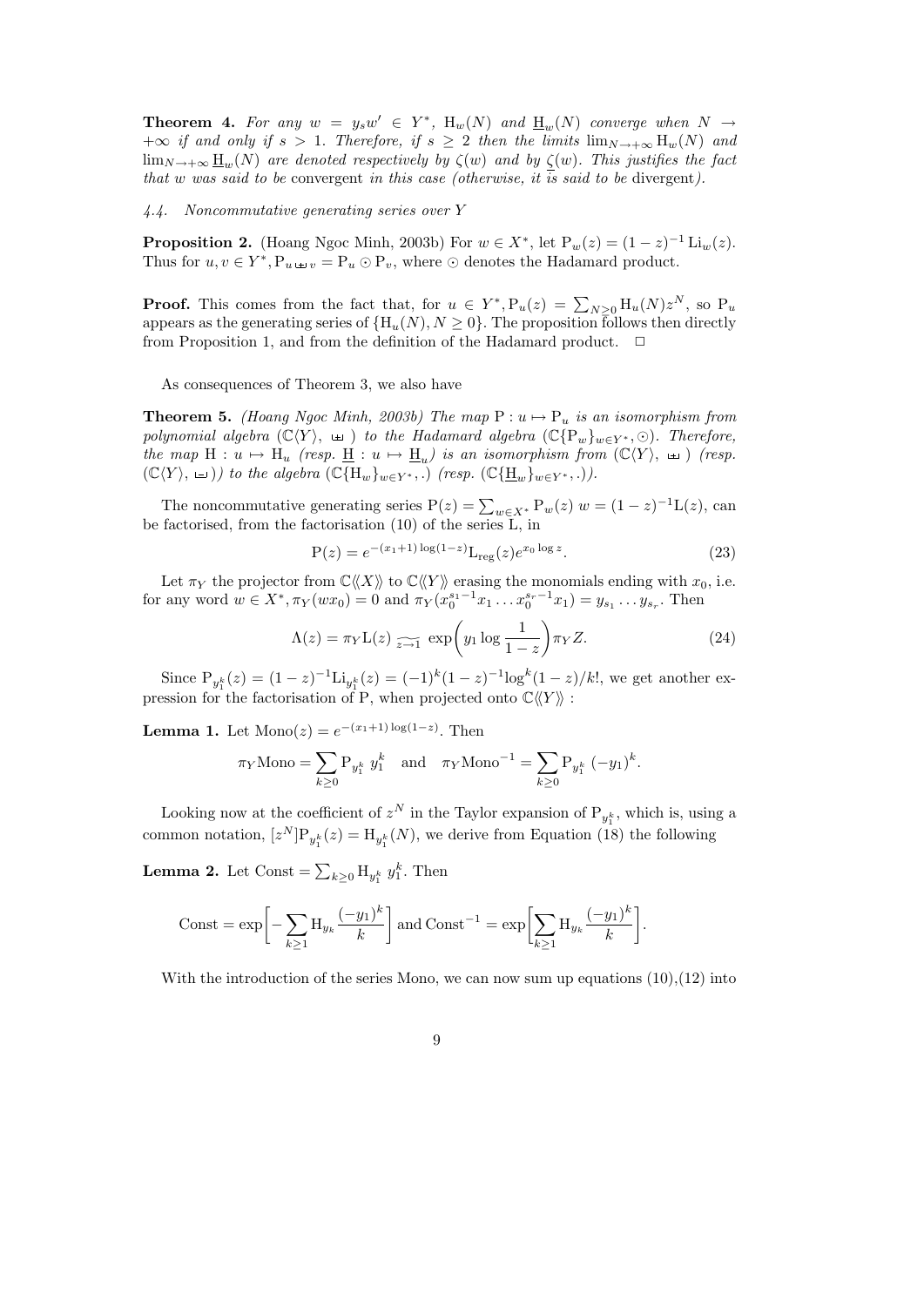**Theorem 4.** *For any $w = y_s w' \in Y^*$, $\mathrm{H}_w(N)$ and $\underline{\mathrm{H}}_w(N)$ converge when $N \to +\infty$ if and only if $s > 1$. Therefore, if $s \geq 2$ then the limits $\lim_{N\to+\infty} \mathrm{H}_w(N)$ and $\lim_{N\to+\infty} \underline{\mathrm{H}}_w(N)$ are denoted respectively by $\zeta(w)$ and by $\underline{\zeta}(w)$. This justifies the fact that $w$ was said to be* convergent *in this case (otherwise, it is said to be* divergent*).*

*4.4. Noncommutative generating series over Y*

**Proposition 2.** (Hoang Ngoc Minh, 2003b) For $w \in X^*$, let $\mathrm{P}_w(z) = (1-z)^{-1}\,\mathrm{Li}_w(z)$. Thus for $u, v \in Y^*, \mathrm{P}_{u \uplus v} = \mathrm{P}_u \odot \mathrm{P}_v$, where $\odot$ denotes the Hadamard product.

**Proof.** This comes from the fact that, for $u \in Y^*, \mathrm{P}_u(z) = \sum_{N\geq 0} \mathrm{H}_u(N) z^N$, so $\mathrm{P}_u$ appears as the generating series of $\{\mathrm{H}_u(N), N \geq 0\}$. The proposition follows then directly from Proposition 1, and from the definition of the Hadamard product. $\square$

As consequences of Theorem 3, we also have

**Theorem 5.** *(Hoang Ngoc Minh, 2003b) The map $\mathrm{P} : u \mapsto \mathrm{P}_u$ is an isomorphism from polynomial algebra $(\mathbb{C}\langle Y\rangle, \uplus\,)$ to the Hadamard algebra $(\mathbb{C}\{\mathrm{P}_w\}_{w\in Y^*}, \odot)$. Therefore, the map $\mathrm{H} : u \mapsto \mathrm{H}_u$ (resp. $\underline{\mathrm{H}} : u \mapsto \underline{\mathrm{H}}_u$) is an isomorphism from $(\mathbb{C}\langle Y\rangle, \uplus\,)$ (resp. $(\mathbb{C}\langle Y\rangle, \sqcup\!\sqcup\,)$) to the algebra $(\mathbb{C}\{\mathrm{H}_w\}_{w\in Y^*}, .)$ (resp. $(\mathbb{C}\{\underline{\mathrm{H}}_w\}_{w\in Y^*}, .)$).*

The noncommutative generating series $\mathrm{P}(z) = \sum_{w\in X^*} \mathrm{P}_w(z)\; w = (1-z)^{-1}\mathrm{L}(z)$, can be factorised, from the factorisation (10) of the series L, in

$$\mathrm{P}(z) = e^{-(x_1+1)\log(1-z)} \mathrm{L}_{\mathrm{reg}}(z) e^{x_0 \log z}. \tag{23}$$

Let $\pi_Y$ the projector from $\mathbb{C}\langle\!\langle X\rangle\!\rangle$ to $\mathbb{C}\langle\!\langle Y\rangle\!\rangle$ erasing the monomials ending with $x_0$, i.e. for any word $w \in X^*, \pi_Y(wx_0) = 0$ and $\pi_Y(x_0^{s_1-1}x_1 \ldots x_0^{s_r-1}x_1) = y_{s_1} \ldots y_{s_r}$. Then

$$\Lambda(z) = \pi_Y \mathrm{L}(z) \underset{z\to 1}{\widetilde{\quad}} \exp\!\left(y_1 \log \frac{1}{1-z}\right) \pi_Y Z. \tag{24}$$

Since $\mathrm{P}_{y_1^k}(z) = (1-z)^{-1}\mathrm{Li}_{y_1^k}(z) = (-1)^k (1-z)^{-1} \log^k(1-z)/k!$, we get another expression for the factorisation of P, when projected onto $\mathbb{C}\langle\!\langle Y\rangle\!\rangle$ :

**Lemma 1.** Let $\mathrm{Mono}(z) = e^{-(x_1+1)\log(1-z)}$. Then

$$\pi_Y \mathrm{Mono} = \sum_{k\geq 0} \mathrm{P}_{y_1^k}\; y_1^k \quad \text{and} \quad \pi_Y \mathrm{Mono}^{-1} = \sum_{k\geq 0} \mathrm{P}_{y_1^k}\; (-y_1)^k.$$

Looking now at the coefficient of $z^N$ in the Taylor expansion of $\mathrm{P}_{y_1^k}$, which is, using a common notation, $[z^N]\mathrm{P}_{y_1^k}(z) = \mathrm{H}_{y_1^k}(N)$, we derive from Equation (18) the following

**Lemma 2.** Let $\mathrm{Const} = \sum_{k\geq 0} \mathrm{H}_{y_1^k}\; y_1^k$. Then

$$\mathrm{Const} = \exp\!\left[-\sum_{k\geq 1} \mathrm{H}_{y_k} \frac{(-y_1)^k}{k}\right] \text{ and } \mathrm{Const}^{-1} = \exp\!\left[\sum_{k\geq 1} \mathrm{H}_{y_k} \frac{(-y_1)^k}{k}\right].$$

With the introduction of the series Mono, we can now sum up equations (10),(12) into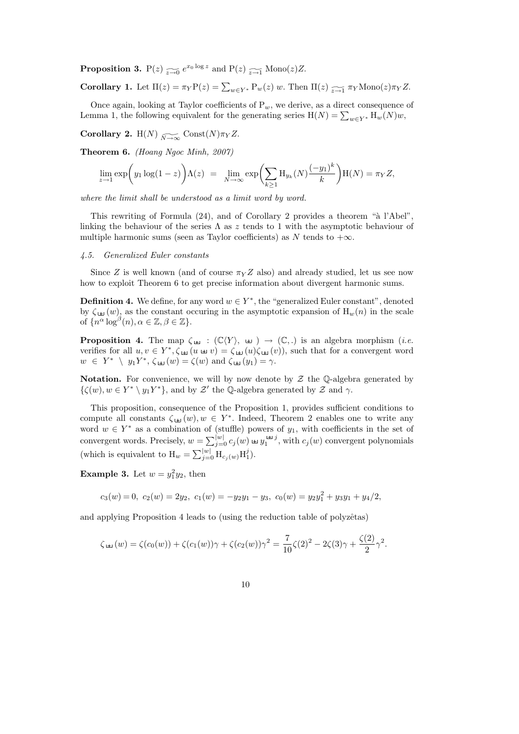**Proposition 3.** $\mathrm{P}(z) \widetilde{_{z\to 0}} e^{x_0 \log z}$ and $\mathrm{P}(z) \widetilde{_{z\to 1}} \mathrm{Mono}(z)Z$.

**Corollary 1.** Let $\Pi(z) = \pi_Y \mathrm{P}(z) = \sum_{w\in Y^*} \mathrm{P}_w(z)\, w$. Then $\Pi(z) \widetilde{_{z\to 1}} \pi_Y \mathrm{Mono}(z)\pi_Y Z$.

Once again, looking at Taylor coefficients of $\mathrm{P}_w$, we derive, as a direct consequence of Lemma 1, the following equivalent for the generating series $\mathrm{H}(N) = \sum_{w\in Y^*} \mathrm{H}_w(N)w$,

**Corollary 2.** $\mathrm{H}(N) \widetilde{_{N\to\infty}} \mathrm{Const}(N)\pi_Y Z$.

**Theorem 6.** *(Hoang Ngoc Minh, 2007)*

$$\lim_{z\to 1} \exp\bigg(y_1 \log(1-z)\bigg)\Lambda(z) \;=\; \lim_{N\to\infty} \exp\bigg(\sum_{k\geq 1} \mathrm{H}_{y_k}(N)\frac{(-y_1)^k}{k}\bigg)\mathrm{H}(N) = \pi_Y Z,$$

*where the limit shall be understood as a limit word by word.*

This rewriting of Formula (24), and of Corollary 2 provides a theorem "à l'Abel", linking the behaviour of the series $\Lambda$ as $z$ tends to 1 with the asymptotic behaviour of multiple harmonic sums (seen as Taylor coefficients) as $N$ tends to $+\infty$.

### *4.5. Generalized Euler constants*

Since $Z$ is well known (and of course $\pi_Y Z$ also) and already studied, let us see now how to exploit Theorem 6 to get precise information about divergent harmonic sums.

**Definition 4.** We define, for any word $w \in Y^*$, the "generalized Euler constant", denoted by $\zeta_{⧢}(w)$, as the constant occuring in the asymptotic expansion of $\mathrm{H}_w(n)$ in the scale of $\{n^\alpha \log^\beta(n), \alpha\in\mathbb{Z}, \beta\in\mathbb{Z}\}$.

**Proposition 4.** The map $\zeta_{⧢} : (\mathbb{C}\langle Y\rangle, ⧢) \to (\mathbb{C}, .)$ is an algebra morphism (*i.e.* verifies for all $u, v \in Y^*, \zeta_{⧢}(u ⧢ v) = \zeta_{⧢}(u)\zeta_{⧢}(v)$), such that for a convergent word $w \in Y^* \setminus y_1 Y^*$, $\zeta_{⧢}(w) = \zeta(w)$ and $\zeta_{⧢}(y_1) = \gamma$.

**Notation.** For convenience, we will by now denote by $\mathcal{Z}$ the $\mathbb{Q}$-algebra generated by $\{\zeta(w), w \in Y^* \setminus y_1 Y^*\}$, and by $\mathcal{Z}'$ the $\mathbb{Q}$-algebra generated by $\mathcal{Z}$ and $\gamma$.

This proposition, consequence of the Proposition 1, provides sufficient conditions to compute all constants $\zeta_{⧢}(w), w \in Y^*$. Indeed, Theorem 2 enables one to write any word $w \in Y^*$ as a combination of (stuffle) powers of $y_1$, with coefficients in the set of convergent words. Precisely, $w = \sum_{j=0}^{|w|} c_j(w) ⧢ y_1^{⧢ j}$, with $c_j(w)$ convergent polynomials (which is equivalent to $\mathrm{H}_w = \sum_{j=0}^{|w|} \mathrm{H}_{c_j(w)} \mathrm{H}_1^j$).

**Example 3.** Let $w = y_1^2 y_2$, then

$$c_3(w) = 0,\; c_2(w) = 2y_2,\; c_1(w) = -y_2 y_1 - y_3,\; c_0(w) = y_2 y_1^2 + y_3 y_1 + y_4/2,$$

and applying Proposition 4 leads to (using the reduction table of polyzêtas)

$$\zeta_{⧢}(w) = \zeta(c_0(w)) + \zeta(c_1(w))\gamma + \zeta(c_2(w))\gamma^2 = \frac{7}{10}\zeta(2)^2 - 2\zeta(3)\gamma + \frac{\zeta(2)}{2}\gamma^2.$$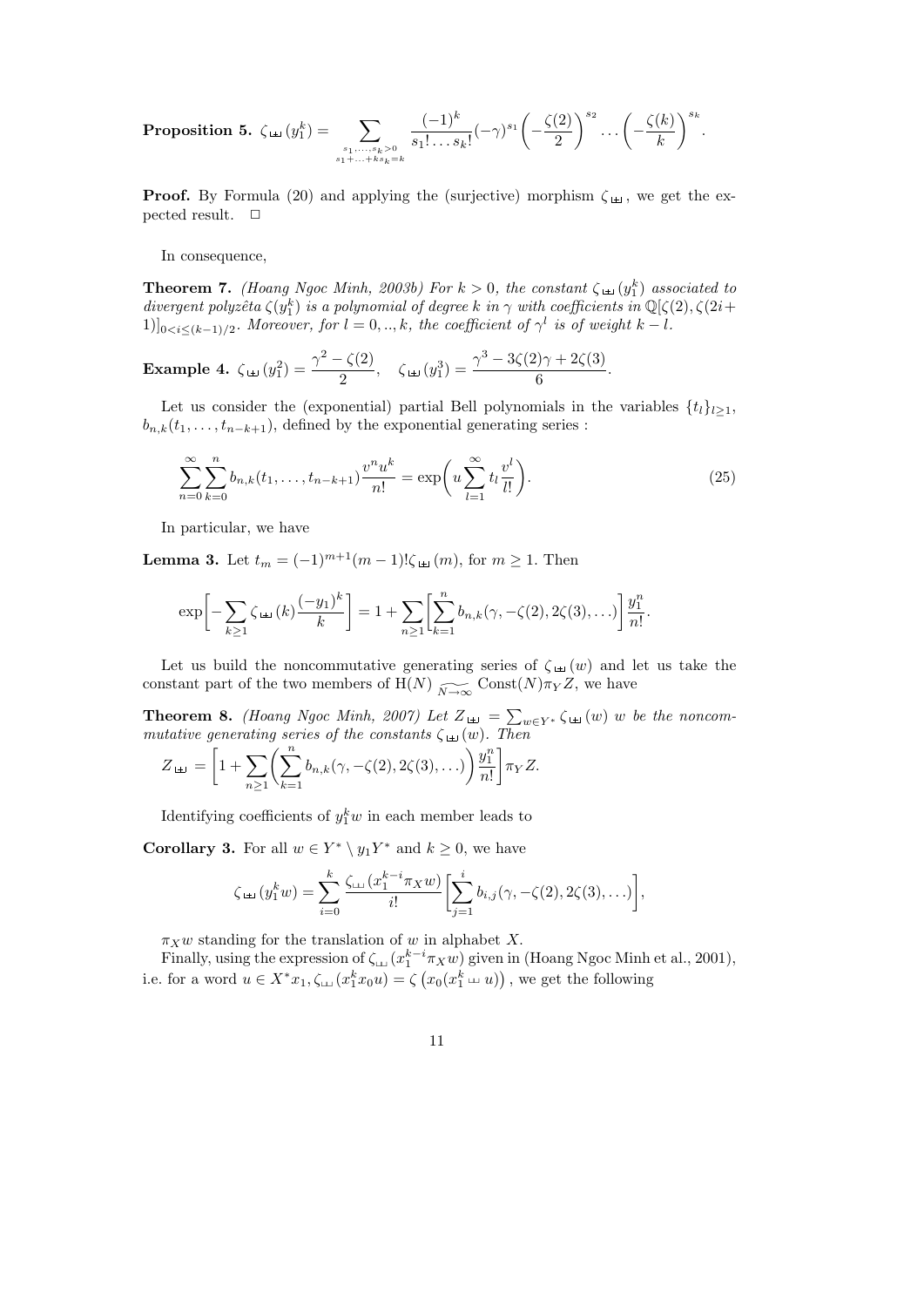**Proposition 5.** $\zeta_{\text{ш}}(y_1^k) = \displaystyle\sum_{\substack{s_1,\ldots,s_k>0\\ s_1+\ldots+ks_k=k}} \frac{(-1)^k}{s_1!\ldots s_k!}(-\gamma)^{s_1}\left(-\frac{\zeta(2)}{2}\right)^{s_2}\ldots\left(-\frac{\zeta(k)}{k}\right)^{s_k}.$

**Proof.** By Formula (20) and applying the (surjective) morphism $\zeta_{\text{ш}}$, we get the expected result. □

In consequence,

**Theorem 7.** *(Hoang Ngoc Minh, 2003b) For $k > 0$, the constant $\zeta_{\text{ш}}(y_1^k)$ associated to divergent polyzêta $\zeta(y_1^k)$ is a polynomial of degree $k$ in $\gamma$ with coefficients in $\mathbb{Q}[\zeta(2), \zeta(2i+1)]_{0<i\leq(k-1)/2}$. Moreover, for $l = 0,..,k$, the coefficient of $\gamma^l$ is of weight $k-l$.*

**Example 4.** $\zeta_{\text{ш}}(y_1^2) = \dfrac{\gamma^2 - \zeta(2)}{2}, \quad \zeta_{\text{ш}}(y_1^3) = \dfrac{\gamma^3 - 3\zeta(2)\gamma + 2\zeta(3)}{6}.$

Let us consider the (exponential) partial Bell polynomials in the variables $\{t_l\}_{l\geq 1}$, $b_{n,k}(t_1, \ldots, t_{n-k+1})$, defined by the exponential generating series :

$$\sum_{n=0}^{\infty}\sum_{k=0}^{n} b_{n,k}(t_1, \ldots, t_{n-k+1})\frac{v^n u^k}{n!} = \exp\biggl(u\sum_{l=1}^{\infty} t_l \frac{v^l}{l!}\biggr). \tag{25}$$

In particular, we have

**Lemma 3.** Let $t_m = (-1)^{m+1}(m-1)!\zeta_{\text{ш}}(m)$, for $m \geq 1$. Then

$$\exp\biggl[-\sum_{k\geq 1}\zeta_{\text{ш}}(k)\frac{(-y_1)^k}{k}\biggr] = 1 + \sum_{n\geq 1}\biggl[\sum_{k=1}^{n} b_{n,k}(\gamma, -\zeta(2), 2\zeta(3), \ldots)\biggr]\frac{y_1^n}{n!}.$$

Let us build the noncommutative generating series of $\zeta_{\text{ш}}(w)$ and let us take the constant part of the two members of $\mathrm{H}(N) \underset{N\to\infty}{\widetilde{\quad}} \mathrm{Const}(N)\pi_Y Z$, we have

**Theorem 8.** *(Hoang Ngoc Minh, 2007) Let $Z_{\text{ш}} = \sum_{w\in Y^*}\zeta_{\text{ш}}(w)\, w$ be the noncommutative generating series of the constants $\zeta_{\text{ш}}(w)$. Then*

$$Z_{\text{ш}} = \biggl[1 + \sum_{n\geq 1}\biggl(\sum_{k=1}^{n} b_{n,k}(\gamma, -\zeta(2), 2\zeta(3), \ldots)\biggr)\frac{y_1^n}{n!}\biggr]\pi_Y Z.$$

Identifying coefficients of $y_1^k w$ in each member leads to

**Corollary 3.** For all $w \in Y^* \setminus y_1 Y^*$ and $k \geq 0$, we have

$$\zeta_{\text{ш}}(y_1^k w) = \sum_{i=0}^{k}\frac{\zeta_{ш}(x_1^{k-i}\pi_X w)}{i!}\biggl[\sum_{j=1}^{i} b_{i,j}(\gamma, -\zeta(2), 2\zeta(3), \ldots)\biggr],$$

$\pi_X w$ standing for the translation of $w$ in alphabet $X$.

Finally, using the expression of $\zeta_{ш}(x_1^{k-i}\pi_X w)$ given in (Hoang Ngoc Minh et al., 2001), i.e. for a word $u \in X^* x_1, \zeta_{ш}(x_1^k x_0 u) = \zeta\left(x_0(x_1^k ш\, u)\right)$, we get the following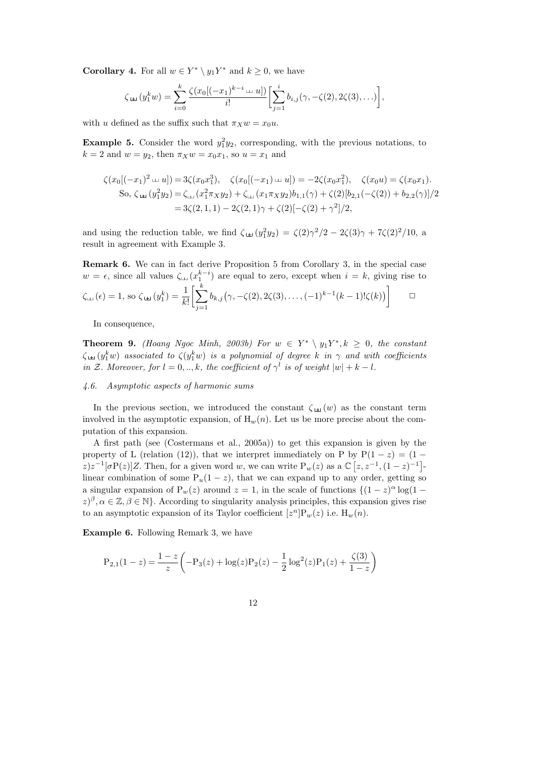**Corollary 4.** For all $w \in Y^* \setminus y_1 Y^*$ and $k \geq 0$, we have

$$\zeta_{\uplus}(y_1^k w) = \sum_{i=0}^{k} \frac{\zeta(x_0[(-x_1)^{k-i} \sqcup\!\sqcup\, u])}{i!} \Bigg[ \sum_{j=1}^{i} b_{i,j}(\gamma, -\zeta(2), 2\zeta(3), \ldots) \Bigg],$$

with $u$ defined as the suffix such that $\pi_X w = x_0 u$.

**Example 5.** Consider the word $y_1^2 y_2$, corresponding, with the previous notations, to $k = 2$ and $w = y_2$, then $\pi_X w = x_0 x_1$, so $u = x_1$ and

$$\zeta(x_0[(-x_1)^2 \sqcup\!\sqcup\, u]) = 3\zeta(x_0 x_1^3), \quad \zeta(x_0[(-x_1) \sqcup\!\sqcup\, u]) = -2\zeta(x_0 x_1^2), \quad \zeta(x_0 u) = \zeta(x_0 x_1).$$

$$\text{So, } \zeta_{\uplus}(y_1^2 y_2) = \zeta_{\sqcup\!\sqcup}(x_1^2 \pi_X y_2) + \zeta_{\sqcup\!\sqcup}(x_1 \pi_X y_2) b_{1,1}(\gamma) + \zeta(2)[b_{2,1}(-\zeta(2)) + b_{2,2}(\gamma)]/2$$
$$= 3\zeta(2,1,1) - 2\zeta(2,1)\gamma + \zeta(2)[-\zeta(2) + \gamma^2]/2,$$

and using the reduction table, we find $\zeta_{\uplus}(y_1^2 y_2) = \zeta(2)\gamma^2/2 - 2\zeta(3)\gamma + 7\zeta(2)^2/10$, a result in agreement with Example 3.

**Remark 6.** We can in fact derive Proposition 5 from Corollary 3, in the special case $w = \epsilon$, since all values $\zeta_{\sqcup\!\sqcup}(x_1^{k-i})$ are equal to zero, except when $i = k$, giving rise to $\zeta_{\sqcup\!\sqcup}(\epsilon) = 1$, so $\zeta_{\uplus}(y_1^k) = \dfrac{1}{k!}\Bigg[\displaystyle\sum_{j=1}^{k} b_{k,j}\big(\gamma, -\zeta(2), 2\zeta(3), \ldots, (-1)^{k-1}(k-1)!\zeta(k)\big)\Bigg]$ □

In consequence,

**Theorem 9.** *(Hoang Ngoc Minh, 2003b) For $w \in Y^* \setminus y_1 Y^*, k \geq 0$, the constant $\zeta_{\uplus}(y_1^k w)$ associated to $\zeta(y_1^k w)$ is a polynomial of degree $k$ in $\gamma$ and with coefficients in $\mathcal{Z}$. Moreover, for $l = 0, .., k$, the coefficient of $\gamma^l$ is of weight $|w| + k - l$.*

*4.6. Asymptotic aspects of harmonic sums*

In the previous section, we introduced the constant $\zeta_{\uplus}(w)$ as the constant term involved in the asymptotic expansion, of $\mathrm{H}_w(n)$. Let us be more precise about the computation of this expansion.

A first path (see (Costermans et al., 2005a)) to get this expansion is given by the property of L (relation (12)), that we interpret immediately on P by $\mathrm{P}(1 - z) = (1 - z)z^{-1}[\sigma \mathrm{P}(z)]Z$. Then, for a given word $w$, we can write $\mathrm{P}_w(z)$ as a $\mathbb{C}\left[z, z^{-1}, (1-z)^{-1}\right]$-linear combination of some $\mathrm{P}_u(1 - z)$, that we can expand up to any order, getting so a singular expansion of $\mathrm{P}_w(z)$ around $z = 1$, in the scale of functions $\{(1 - z)^\alpha \log(1 - z)^\beta, \alpha \in \mathbb{Z}, \beta \in \mathbb{N}\}$. According to singularity analysis principles, this expansion gives rise to an asymptotic expansion of its Taylor coefficient $[z^n]\mathrm{P}_w(z)$ i.e. $\mathrm{H}_w(n)$.

**Example 6.** Following Remark 3, we have

$$\mathrm{P}_{2,1}(1 - z) = \frac{1 - z}{z}\left(-\mathrm{P}_3(z) + \log(z)\mathrm{P}_2(z) - \frac{1}{2}\log^2(z)\mathrm{P}_1(z) + \frac{\zeta(3)}{1 - z}\right)$$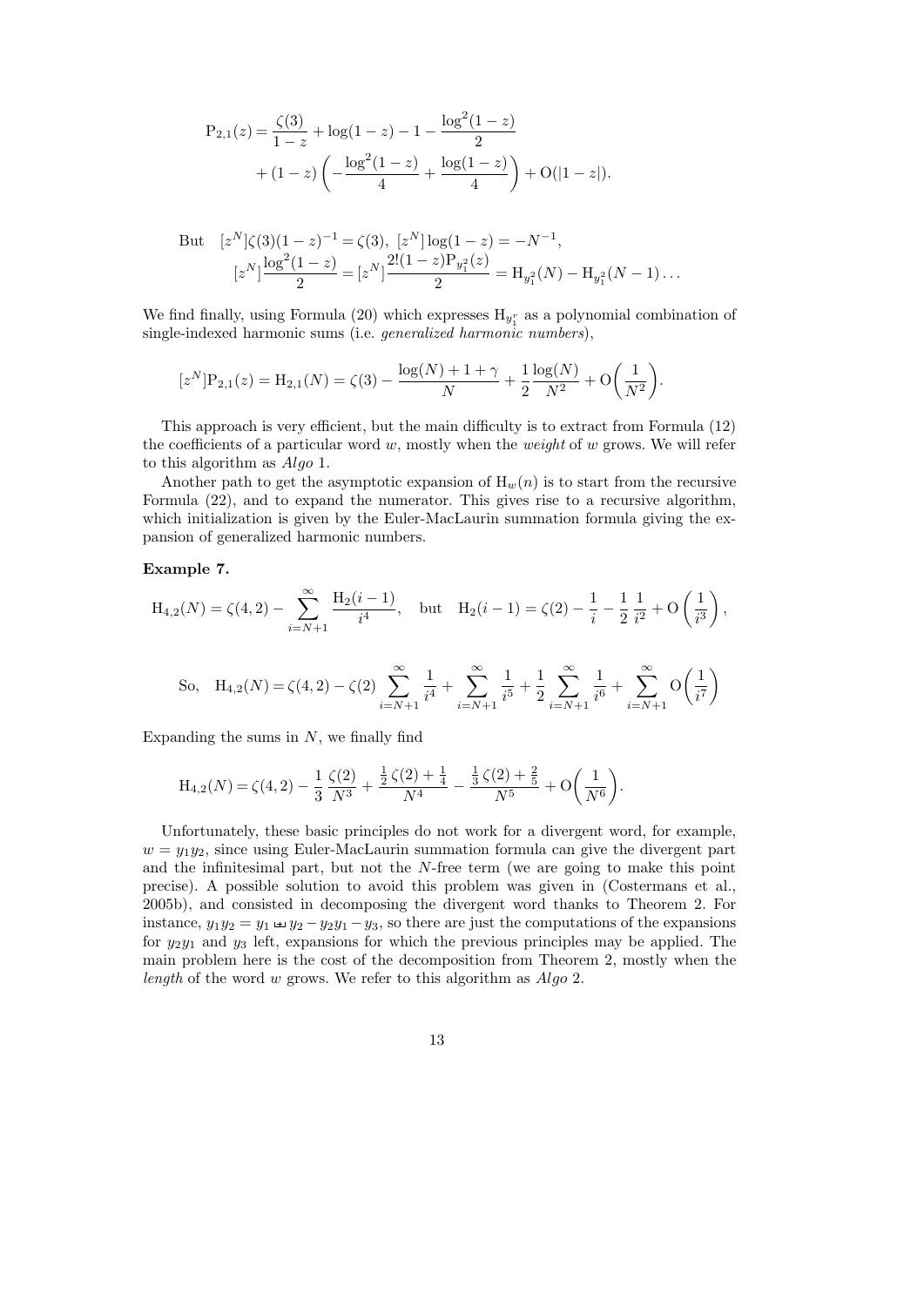$$
\mathrm{P}_{2,1}(z) = \frac{\zeta(3)}{1-z} + \log(1-z) - 1 - \frac{\log^2(1-z)}{2}
$$
$$
+ (1-z)\left(-\frac{\log^2(1-z)}{4} + \frac{\log(1-z)}{4}\right) + \mathrm{O}(|1-z|).
$$

$$
\text{But} \quad [z^N]\zeta(3)(1-z)^{-1} = \zeta(3),\ [z^N]\log(1-z) = -N^{-1},
$$
$$
[z^N]\frac{\log^2(1-z)}{2} = [z^N]\frac{2!(1-z)\mathrm{P}_{y_1^2}(z)}{2} = \mathrm{H}_{y_1^2}(N) - \mathrm{H}_{y_1^2}(N-1)\ldots
$$

We find finally, using Formula (20) which expresses $\mathrm{H}_{y_1^r}$ as a polynomial combination of single-indexed harmonic sums (i.e. *generalized harmonic numbers*),

$$
[z^N]\mathrm{P}_{2,1}(z) = \mathrm{H}_{2,1}(N) = \zeta(3) - \frac{\log(N) + 1 + \gamma}{N} + \frac{1}{2}\frac{\log(N)}{N^2} + \mathrm{O}\left(\frac{1}{N^2}\right).
$$

This approach is very efficient, but the main difficulty is to extract from Formula (12) the coefficients of a particular word $w$, mostly when the *weight* of $w$ grows. We will refer to this algorithm as *Algo* 1.

Another path to get the asymptotic expansion of $\mathrm{H}_w(n)$ is to start from the recursive Formula (22), and to expand the numerator. This gives rise to a recursive algorithm, which initialization is given by the Euler-MacLaurin summation formula giving the expansion of generalized harmonic numbers.

**Example 7.**

$$
\mathrm{H}_{4,2}(N) = \zeta(4,2) - \sum_{i=N+1}^{\infty} \frac{\mathrm{H}_2(i-1)}{i^4}, \quad \text{but} \quad \mathrm{H}_2(i-1) = \zeta(2) - \frac{1}{i} - \frac{1}{2}\,\frac{1}{i^2} + \mathrm{O}\left(\frac{1}{i^3}\right),
$$

$$
\text{So,} \quad \mathrm{H}_{4,2}(N) = \zeta(4,2) - \zeta(2)\sum_{i=N+1}^{\infty}\frac{1}{i^4} + \sum_{i=N+1}^{\infty}\frac{1}{i^5} + \frac{1}{2}\sum_{i=N+1}^{\infty}\frac{1}{i^6} + \sum_{i=N+1}^{\infty}\mathrm{O}\left(\frac{1}{i^7}\right)
$$

Expanding the sums in $N$, we finally find

$$
\mathrm{H}_{4,2}(N) = \zeta(4,2) - \frac{1}{3}\,\frac{\zeta(2)}{N^3} + \frac{\frac{1}{2}\,\zeta(2) + \frac{1}{4}}{N^4} - \frac{\frac{1}{3}\,\zeta(2) + \frac{2}{5}}{N^5} + \mathrm{O}\left(\frac{1}{N^6}\right).
$$

Unfortunately, these basic principles do not work for a divergent word, for example, $w = y_1 y_2$, since using Euler-MacLaurin summation formula can give the divergent part and the infinitesimal part, but not the $N$-free term (we are going to make this point precise). A possible solution to avoid this problem was given in (Costermans et al., 2005b), and consisted in decomposing the divergent word thanks to Theorem 2. For instance, $y_1 y_2 = y_1 \uplus y_2 - y_2 y_1 - y_3$, so there are just the computations of the expansions for $y_2 y_1$ and $y_3$ left, expansions for which the previous principles may be applied. The main problem here is the cost of the decomposition from Theorem 2, mostly when the *length* of the word $w$ grows. We refer to this algorithm as *Algo* 2.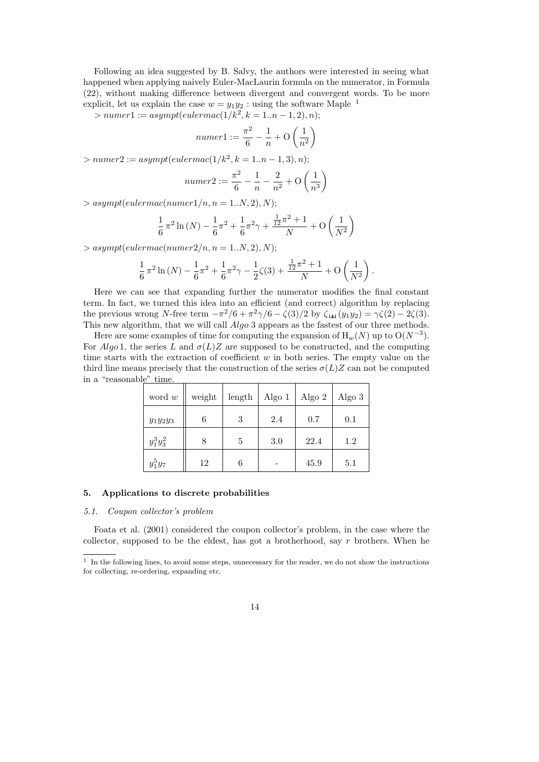Following an idea suggested by B. Salvy, the authors were interested in seeing what happened when applying naively Euler-MacLaurin formula on the numerator, in Formula (22), without making difference between divergent and convergent words. To be more explicit, let us explain the case $w = y_1 y_2$ : using the software Maple [1]

$> numer1 := asympt(eulermac(1/k^2, k = 1..n-1, 2), n);$

$$numer1 := \frac{\pi^2}{6} - \frac{1}{n} + \mathrm{O}\left(\frac{1}{n^2}\right)$$

$> numer2 := asympt(eulermac(1/k^2, k = 1..n-1, 3), n);$

$$numer2 := \frac{\pi^2}{6} - \frac{1}{n} - \frac{2}{n^2} + \mathrm{O}\left(\frac{1}{n^3}\right)$$

$> asympt(eulermac(numer1/n, n = 1..N, 2), N);$

$$\frac{1}{6}\pi^2 \ln(N) - \frac{1}{6}\pi^2 + \frac{1}{6}\pi^2\gamma + \frac{\frac{1}{12}\pi^2 + 1}{N} + \mathrm{O}\left(\frac{1}{N^2}\right)$$

$> asympt(eulermac(numer2/n, n = 1..N, 2), N);$

$$\frac{1}{6}\pi^2 \ln(N) - \frac{1}{6}\pi^2 + \frac{1}{6}\pi^2\gamma - \frac{1}{2}\zeta(3) + \frac{\frac{1}{12}\pi^2 + 1}{N} + \mathrm{O}\left(\frac{1}{N^2}\right).$$

Here we can see that expanding further the numerator modifies the final constant term. In fact, we turned this idea into an efficient (and correct) algorithm by replacing the previous wrong $N$-free term $-\pi^2/6 + \pi^2\gamma/6 - \zeta(3)/2$ by $\zeta_{\sqcup\!\sqcup}(y_1 y_2) = \gamma\zeta(2) - 2\zeta(3)$. This new algorithm, that we will call *Algo* 3 appears as the fastest of our three methods.

Here are some examples of time for computing the expansion of $\mathrm{H}_w(N)$ up to $\mathrm{O}(N^{-3})$. For *Algo* 1, the series $L$ and $\sigma(L)Z$ are supposed to be constructed, and the computing time starts with the extraction of coefficient $w$ in both series. The empty value on the third line means precisely that the construction of the series $\sigma(L)Z$ can not be computed in a "reasonable" time.

| word $w$ | weight | length | Algo 1 | Algo 2 | Algo 3 |
|---|---|---|---|---|---|
| $y_1 y_2 y_3$ | 6 | 3 | 2.4 | 0.7 | 0.1 |
| $y_1^3 y_3^2$ | 8 | 5 | 3.0 | 22.4 | 1.2 |
| $y_1^5 y_7$ | 12 | 6 | - | 45.9 | 5.1 |

## 5. Applications to discrete probabilities

### *5.1. Coupon collector's problem*

Foata et al. (2001) considered the coupon collector's problem, in the case where the collector, supposed to be the eldest, has got a brotherhood, say $r$ brothers. When he

[1] In the following lines, to avoid some steps, unnecessary for the reader, we do not show the instructions for collecting, re-ordering, expanding etc.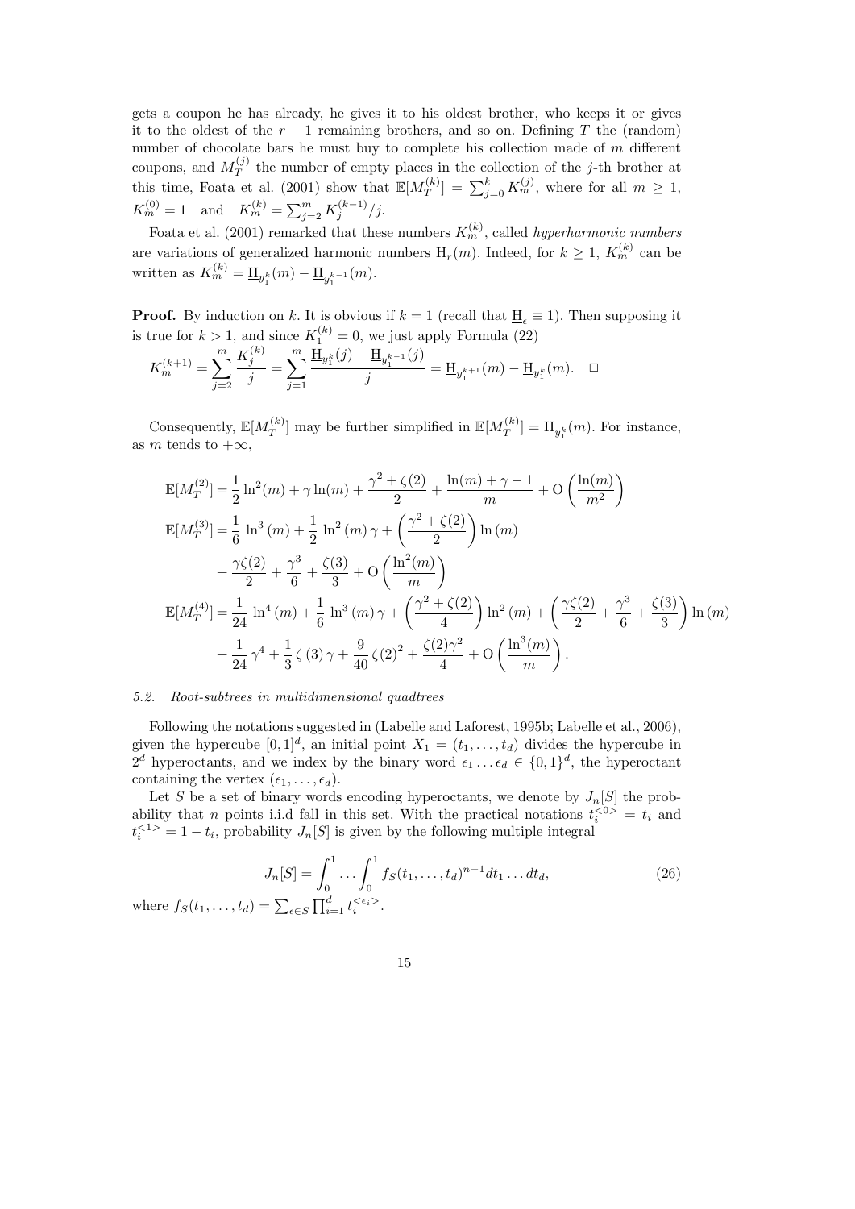gets a coupon he has already, he gives it to his oldest brother, who keeps it or gives it to the oldest of the $r-1$ remaining brothers, and so on. Defining $T$ the (random) number of chocolate bars he must buy to complete his collection made of $m$ different coupons, and $M_T^{(j)}$ the number of empty places in the collection of the $j$-th brother at this time, Foata et al. (2001) show that $\mathbb{E}[M_T^{(k)}] = \sum_{j=0}^{k} K_m^{(j)}$, where for all $m \geq 1$, $K_m^{(0)} = 1$ and $K_m^{(k)} = \sum_{j=2}^{m} K_j^{(k-1)}/j$.

Foata et al. (2001) remarked that these numbers $K_m^{(k)}$, called *hyperharmonic numbers* are variations of generalized harmonic numbers $\mathrm{H}_r(m)$. Indeed, for $k \geq 1$, $K_m^{(k)}$ can be written as $K_m^{(k)} = \underline{\mathrm{H}}_{y_1^k}(m) - \underline{\mathrm{H}}_{y_1^{k-1}}(m)$.

**Proof.** By induction on $k$. It is obvious if $k=1$ (recall that $\underline{\mathrm{H}}_\epsilon \equiv 1$). Then supposing it is true for $k > 1$, and since $K_1^{(k)} = 0$, we just apply Formula (22)

$$K_m^{(k+1)} = \sum_{j=2}^{m} \frac{K_j^{(k)}}{j} = \sum_{j=1}^{m} \frac{\underline{\mathrm{H}}_{y_1^k}(j) - \underline{\mathrm{H}}_{y_1^{k-1}}(j)}{j} = \underline{\mathrm{H}}_{y_1^{k+1}}(m) - \underline{\mathrm{H}}_{y_1^k}(m). \quad \square$$

Consequently, $\mathbb{E}[M_T^{(k)}]$ may be further simplified in $\mathbb{E}[M_T^{(k)}] = \underline{\mathrm{H}}_{y_1^k}(m)$. For instance, as $m$ tends to $+\infty$,

$$\begin{aligned}
\mathbb{E}[M_T^{(2)}] &= \frac{1}{2}\ln^2(m) + \gamma\ln(m) + \frac{\gamma^2+\zeta(2)}{2} + \frac{\ln(m)+\gamma-1}{m} + \mathrm{O}\left(\frac{\ln(m)}{m^2}\right) \\
\mathbb{E}[M_T^{(3)}] &= \frac{1}{6}\ln^3(m) + \frac{1}{2}\ln^2(m)\,\gamma + \left(\frac{\gamma^2+\zeta(2)}{2}\right)\ln(m) \\
&\quad + \frac{\gamma\zeta(2)}{2} + \frac{\gamma^3}{6} + \frac{\zeta(3)}{3} + \mathrm{O}\left(\frac{\ln^2(m)}{m}\right) \\
\mathbb{E}[M_T^{(4)}] &= \frac{1}{24}\ln^4(m) + \frac{1}{6}\ln^3(m)\,\gamma + \left(\frac{\gamma^2+\zeta(2)}{4}\right)\ln^2(m) + \left(\frac{\gamma\zeta(2)}{2} + \frac{\gamma^3}{6} + \frac{\zeta(3)}{3}\right)\ln(m) \\
&\quad + \frac{1}{24}\gamma^4 + \frac{1}{3}\zeta(3)\,\gamma + \frac{9}{40}\zeta(2)^2 + \frac{\zeta(2)\gamma^2}{4} + \mathrm{O}\left(\frac{\ln^3(m)}{m}\right).
\end{aligned}$$

### 5.2. *Root-subtrees in multidimensional quadtrees*

Following the notations suggested in (Labelle and Laforest, 1995b; Labelle et al., 2006), given the hypercube $[0,1]^d$, an initial point $X_1 = (t_1, \ldots, t_d)$ divides the hypercube in $2^d$ hyperoctants, and we index by the binary word $\epsilon_1 \ldots \epsilon_d \in \{0,1\}^d$, the hyperoctant containing the vertex $(\epsilon_1, \ldots, \epsilon_d)$.

Let $S$ be a set of binary words encoding hyperoctants, we denote by $J_n[S]$ the probability that $n$ points i.i.d fall in this set. With the practical notations $t_i^{<0>} = t_i$ and $t_i^{<1>} = 1 - t_i$, probability $J_n[S]$ is given by the following multiple integral

$$J_n[S] = \int_0^1 \ldots \int_0^1 f_S(t_1, \ldots, t_d)^{n-1} dt_1 \ldots dt_d, \tag{26}$$

where $f_S(t_1, \ldots, t_d) = \sum_{\epsilon \in S} \prod_{i=1}^{d} t_i^{<\epsilon_i>}$.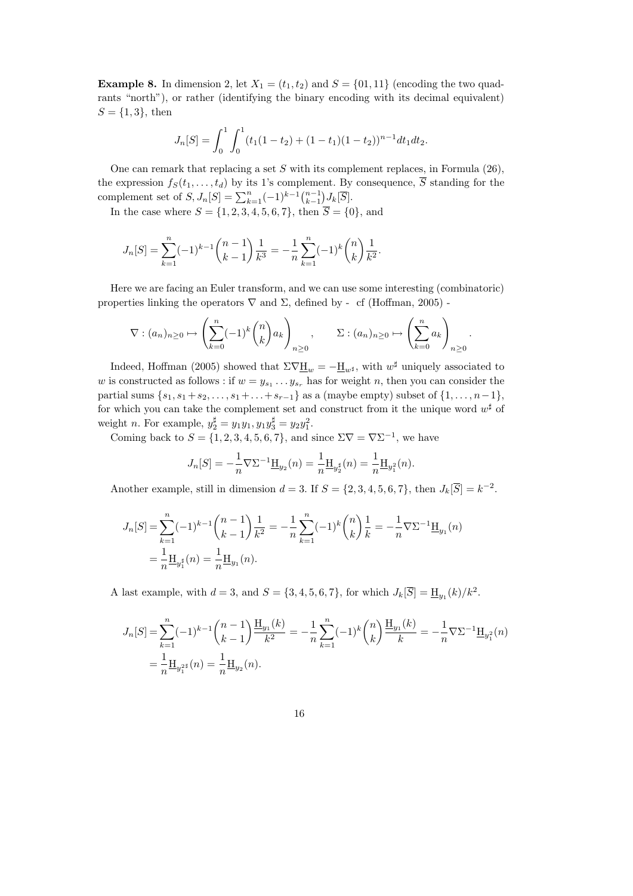**Example 8.** In dimension 2, let $X_1 = (t_1, t_2)$ and $S = \{01, 11\}$ (encoding the two quadrants "north"), or rather (identifying the binary encoding with its decimal equivalent) $S = \{1, 3\}$, then

$$J_n[S] = \int_0^1 \int_0^1 (t_1(1-t_2) + (1-t_1)(1-t_2))^{n-1} dt_1 dt_2.$$

One can remark that replacing a set $S$ with its complement replaces, in Formula (26), the expression $f_S(t_1, \ldots, t_d)$ by its 1's complement. By consequence, $\overline{S}$ standing for the complement set of $S$, $J_n[S] = \sum_{k=1}^{n} (-1)^{k-1} \binom{n-1}{k-1} J_k[\overline{S}]$.

In the case where $S = \{1, 2, 3, 4, 5, 6, 7\}$, then $\overline{S} = \{0\}$, and

$$J_n[S] = \sum_{k=1}^{n} (-1)^{k-1} \binom{n-1}{k-1} \frac{1}{k^3} = -\frac{1}{n} \sum_{k=1}^{n} (-1)^k \binom{n}{k} \frac{1}{k^2}.$$

Here we are facing an Euler transform, and we can use some interesting (combinatoric) properties linking the operators $\nabla$ and $\Sigma$, defined by - cf (Hoffman, 2005) -

$$\nabla : (a_n)_{n \geq 0} \mapsto \left( \sum_{k=0}^{n} (-1)^k \binom{n}{k} a_k \right)_{n \geq 0}, \qquad \Sigma : (a_n)_{n \geq 0} \mapsto \left( \sum_{k=0}^{n} a_k \right)_{n \geq 0}.$$

Indeed, Hoffman (2005) showed that $\Sigma \nabla \underline{\mathrm{H}}_w = -\underline{\mathrm{H}}_{w^\sharp}$, with $w^\sharp$ uniquely associated to $w$ is constructed as follows : if $w = y_{s_1} \ldots y_{s_r}$ has for weight $n$, then you can consider the partial sums $\{s_1, s_1 + s_2, \ldots, s_1 + \ldots + s_{r-1}\}$ as a (maybe empty) subset of $\{1, \ldots, n-1\}$, for which you can take the complement set and construct from it the unique word $w^\sharp$ of weight $n$. For example, $y_2^\sharp = y_1 y_1, y_1 y_3^\sharp = y_2 y_1^2$.

Coming back to $S = \{1, 2, 3, 4, 5, 6, 7\}$, and since $\Sigma \nabla = \nabla \Sigma^{-1}$, we have

$$J_n[S] = -\frac{1}{n} \nabla \Sigma^{-1} \underline{\mathrm{H}}_{y_2}(n) = \frac{1}{n} \underline{\mathrm{H}}_{y_2^\sharp}(n) = \frac{1}{n} \underline{\mathrm{H}}_{y_1^2}(n).$$

Another example, still in dimension $d = 3$. If $S = \{2, 3, 4, 5, 6, 7\}$, then $J_k[\overline{S}] = k^{-2}$.

$$\begin{aligned} J_n[S] &= \sum_{k=1}^{n} (-1)^{k-1} \binom{n-1}{k-1} \frac{1}{k^2} = -\frac{1}{n} \sum_{k=1}^{n} (-1)^k \binom{n}{k} \frac{1}{k} = -\frac{1}{n} \nabla \Sigma^{-1} \underline{\mathrm{H}}_{y_1}(n) \\ &= \frac{1}{n} \underline{\mathrm{H}}_{y_1^\sharp}(n) = \frac{1}{n} \underline{\mathrm{H}}_{y_1}(n). \end{aligned}$$

A last example, with $d = 3$, and $S = \{3, 4, 5, 6, 7\}$, for which $J_k[\overline{S}] = \underline{\mathrm{H}}_{y_1}(k)/k^2$.

$$\begin{aligned} J_n[S] &= \sum_{k=1}^{n} (-1)^{k-1} \binom{n-1}{k-1} \frac{\underline{\mathrm{H}}_{y_1}(k)}{k^2} = -\frac{1}{n} \sum_{k=1}^{n} (-1)^k \binom{n}{k} \frac{\underline{\mathrm{H}}_{y_1}(k)}{k} = -\frac{1}{n} \nabla \Sigma^{-1} \underline{\mathrm{H}}_{y_1^2}(n) \\ &= \frac{1}{n} \underline{\mathrm{H}}_{y_1^{2\sharp}}(n) = \frac{1}{n} \underline{\mathrm{H}}_{y_2}(n). \end{aligned}$$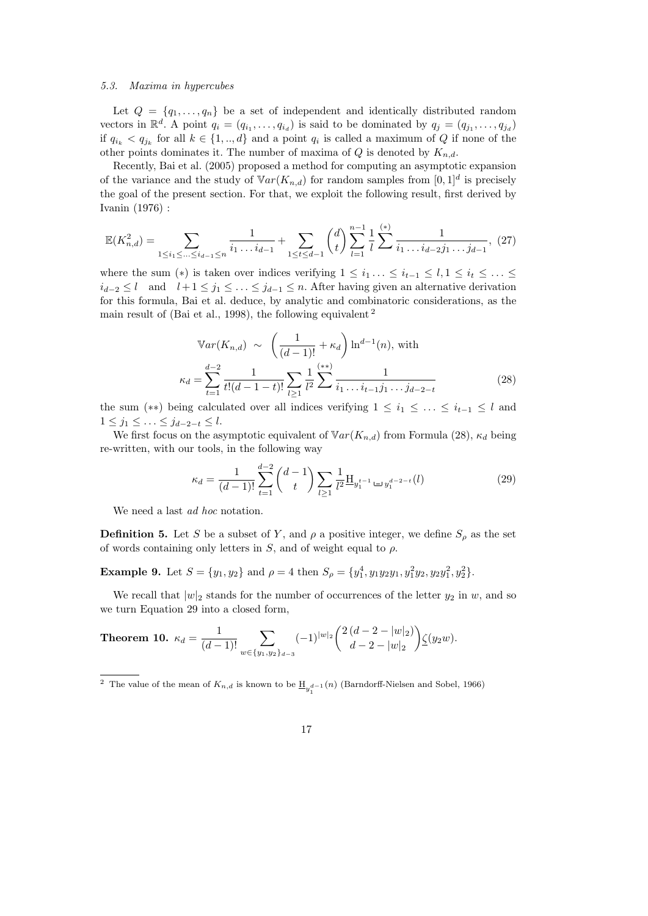### 5.3. Maxima in hypercubes

Let $Q = \{q_1, \ldots, q_n\}$ be a set of independent and identically distributed random vectors in $\mathbb{R}^d$. A point $q_i = (q_{i_1}, \ldots, q_{i_d})$ is said to be dominated by $q_j = (q_{j_1}, \ldots, q_{j_d})$ if $q_{i_k} < q_{j_k}$ for all $k \in \{1, .., d\}$ and a point $q_i$ is called a maximum of $Q$ if none of the other points dominates it. The number of maxima of $Q$ is denoted by $K_{n,d}$.

Recently, Bai et al. (2005) proposed a method for computing an asymptotic expansion of the variance and the study of $\mathbb{V}ar(K_{n,d})$ for random samples from $[0,1]^d$ is precisely the goal of the present section. For that, we exploit the following result, first derived by Ivanin (1976) :

$$\mathbb{E}(K_{n,d}^2) = \sum_{1 \leq i_1 \leq \ldots \leq i_{d-1} \leq n} \frac{1}{i_1 \ldots i_{d-1}} + \sum_{1 \leq t \leq d-1} \binom{d}{t} \sum_{l=1}^{n-1} \frac{1}{l} \sum^{(*)} \frac{1}{i_1 \ldots i_{d-2} j_1 \ldots j_{d-1}}, \quad (27)$$

where the sum $(*)$ is taken over indices verifying $1 \leq i_1 \ldots \leq i_{t-1} \leq l, 1 \leq i_t \leq \ldots \leq i_{d-2} \leq l$ and $l+1 \leq j_1 \leq \ldots \leq j_{d-1} \leq n$. After having given an alternative derivation for this formula, Bai et al. deduce, by analytic and combinatoric considerations, as the main result of (Bai et al., 1998), the following equivalent [2]

$$\mathbb{V}ar(K_{n,d}) \sim \left( \frac{1}{(d-1)!} + \kappa_d \right) \ln^{d-1}(n), \text{ with}$$

$$\kappa_d = \sum_{t=1}^{d-2} \frac{1}{t!(d-1-t)!} \sum_{l \geq 1} \frac{1}{l^2} \sum^{(**)} \frac{1}{i_1 \ldots i_{t-1} j_1 \ldots j_{d-2-t}} \quad (28)$$

the sum $(**)$ being calculated over all indices verifying $1 \leq i_1 \leq \ldots \leq i_{t-1} \leq l$ and $1 \leq j_1 \leq \ldots \leq j_{d-2-t} \leq l$.

We first focus on the asymptotic equivalent of $\mathbb{V}ar(K_{n,d})$ from Formula (28), $\kappa_d$ being re-written, with our tools, in the following way

$$\kappa_d = \frac{1}{(d-1)!} \sum_{t=1}^{d-2} \binom{d-1}{t} \sum_{l \geq 1} \frac{1}{l^2} \underline{\mathrm{H}}_{y_1^{t-1} \sqcup\!\sqcup\, y_1^{d-2-t}}(l) \quad (29)$$

We need a last *ad hoc* notation.

**Definition 5.** Let $S$ be a subset of $Y$, and $\rho$ a positive integer, we define $S_\rho$ as the set of words containing only letters in $S$, and of weight equal to $\rho$.

**Example 9.** Let $S = \{y_1, y_2\}$ and $\rho = 4$ then $S_\rho = \{y_1^4, y_1 y_2 y_1, y_1^2 y_2, y_2 y_1^2, y_2^2\}$.

We recall that $|w|_2$ stands for the number of occurrences of the letter $y_2$ in $w$, and so we turn Equation 29 into a closed form,

**Theorem 10.** $\kappa_d = \dfrac{1}{(d-1)!} \displaystyle\sum_{w \in \{y_1, y_2\}_{d-3}} (-1)^{|w|_2} \binom{2\,(d-2-|w|_2)}{d-2-|w|_2} \underline{\zeta}(y_2 w).$

---

[2] The value of the mean of $K_{n,d}$ is known to be $\underline{\mathrm{H}}_{y_1^{d-1}}(n)$ (Barndorff-Nielsen and Sobel, 1966)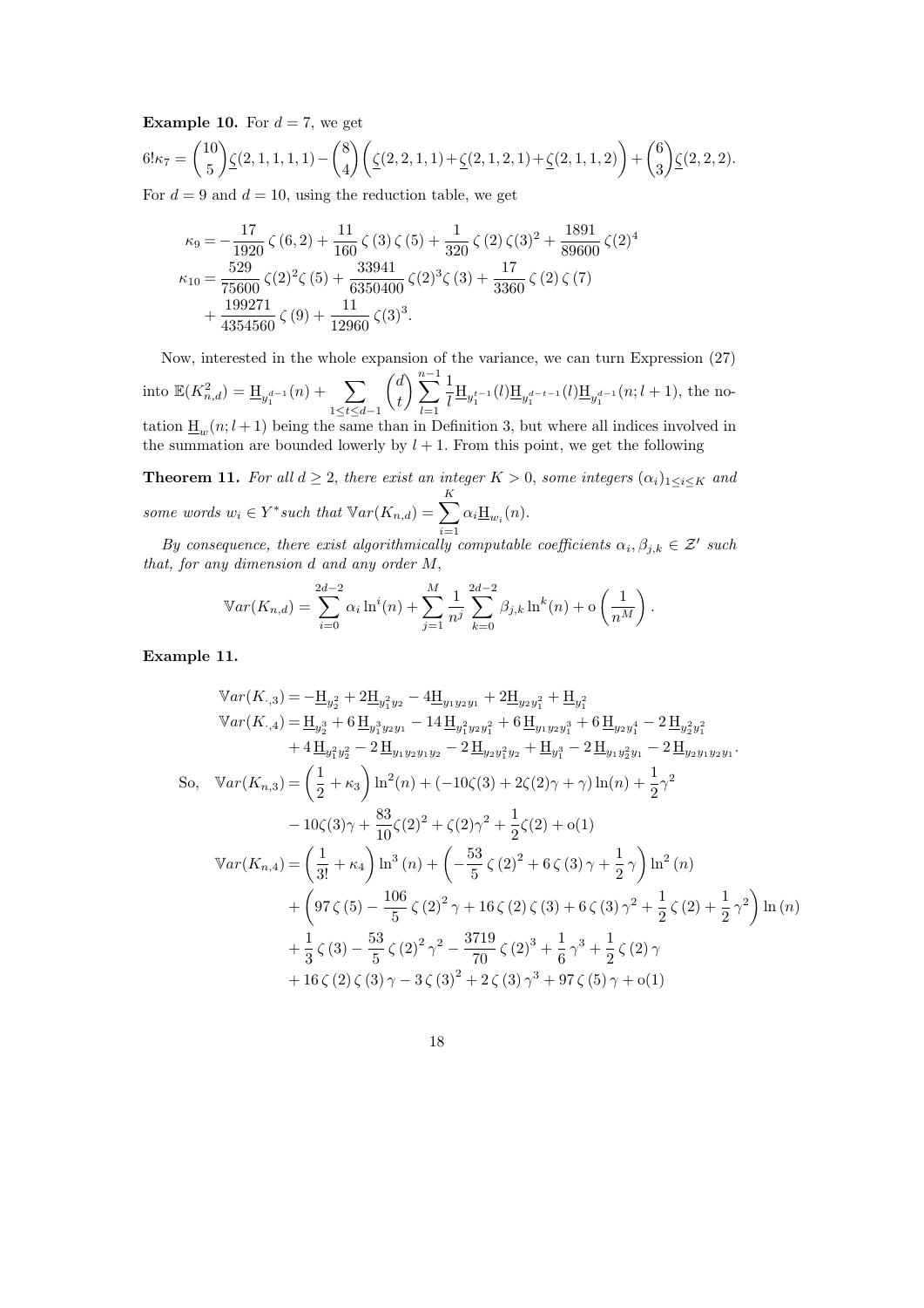**Example 10.** For $d = 7$, we get

$$6!\kappa_7 = \binom{10}{5}\underline{\zeta}(2,1,1,1,1) - \binom{8}{4}\left(\underline{\zeta}(2,2,1,1) + \underline{\zeta}(2,1,2,1) + \underline{\zeta}(2,1,1,2)\right) + \binom{6}{3}\underline{\zeta}(2,2,2).$$

For $d = 9$ and $d = 10$, using the reduction table, we get

$$\begin{aligned}
\kappa_9 &= -\frac{17}{1920}\,\zeta(6,2) + \frac{11}{160}\,\zeta(3)\,\zeta(5) + \frac{1}{320}\,\zeta(2)\,\zeta(3)^2 + \frac{1891}{89600}\,\zeta(2)^4\\
\kappa_{10} &= \frac{529}{75600}\,\zeta(2)^2\zeta(5) + \frac{33941}{6350400}\,\zeta(2)^3\zeta(3) + \frac{17}{3360}\,\zeta(2)\,\zeta(7)\\
&\quad + \frac{199271}{4354560}\,\zeta(9) + \frac{11}{12960}\,\zeta(3)^3.
\end{aligned}$$

Now, interested in the whole expansion of the variance, we can turn Expression (27) into $\mathbb{E}(K_{n,d}^2) = \underline{\mathrm{H}}_{y_1^{d-1}}(n) + \sum_{1\le t\le d-1}\binom{d}{t}\sum_{l=1}^{n-1}\frac{1}{l}\underline{\mathrm{H}}_{y_1^{t-1}}(l)\underline{\mathrm{H}}_{y_1^{d-t-1}}(l)\underline{\mathrm{H}}_{y_1^{d-1}}(n;l+1)$, the notation $\underline{\mathrm{H}}_w(n;l+1)$ being the same than in Definition 3, but where all indices involved in the summation are bounded lowerly by $l+1$. From this point, we get the following

**Theorem 11.** *For all $d \ge 2$, there exist an integer $K > 0$, some integers $(\alpha_i)_{1\le i\le K}$ and some words $w_i \in Y^*$ such that $\mathbb{V}ar(K_{n,d}) = \sum_{i=1}^{K}\alpha_i\underline{\mathrm{H}}_{w_i}(n)$.*

*By consequence, there exist algorithmically computable coefficients $\alpha_i, \beta_{j,k} \in \mathcal{Z}'$ such that, for any dimension $d$ and any order $M$,*

$$\mathbb{V}ar(K_{n,d}) = \sum_{i=0}^{2d-2}\alpha_i\ln^i(n) + \sum_{j=1}^{M}\frac{1}{n^j}\sum_{k=0}^{2d-2}\beta_{j,k}\ln^k(n) + \mathrm{o}\left(\frac{1}{n^M}\right).$$

**Example 11.**

$$\begin{aligned}
\mathbb{V}ar(K_{\cdot,3}) &= -\underline{\mathrm{H}}_{y_2^2} + 2\underline{\mathrm{H}}_{y_1^2y_2} - 4\underline{\mathrm{H}}_{y_1y_2y_1} + 2\underline{\mathrm{H}}_{y_2y_1^2} + \underline{\mathrm{H}}_{y_1^2}\\
\mathbb{V}ar(K_{\cdot,4}) &= \underline{\mathrm{H}}_{y_2^3} + 6\,\underline{\mathrm{H}}_{y_1^3y_2y_1} - 14\,\underline{\mathrm{H}}_{y_1^2y_2y_1^2} + 6\,\underline{\mathrm{H}}_{y_1y_2y_1^3} + 6\,\underline{\mathrm{H}}_{y_2y_1^4} - 2\,\underline{\mathrm{H}}_{y_2^2y_1^2}\\
&\quad + 4\,\underline{\mathrm{H}}_{y_1^2y_2^2} - 2\,\underline{\mathrm{H}}_{y_1y_2y_1y_2} - 2\,\underline{\mathrm{H}}_{y_2y_1^2y_2} + \underline{\mathrm{H}}_{y_1^3} - 2\,\underline{\mathrm{H}}_{y_1y_2^2y_1} - 2\,\underline{\mathrm{H}}_{y_2y_1y_2y_1}.\\
\text{So,}\quad \mathbb{V}ar(K_{n,3}) &= \left(\frac{1}{2} + \kappa_3\right)\ln^2(n) + (-10\zeta(3) + 2\zeta(2)\gamma + \gamma)\ln(n) + \frac{1}{2}\gamma^2\\
&\quad - 10\zeta(3)\gamma + \frac{83}{10}\zeta(2)^2 + \zeta(2)\gamma^2 + \frac{1}{2}\zeta(2) + \mathrm{o}(1)\\
\mathbb{V}ar(K_{n,4}) &= \left(\frac{1}{3!} + \kappa_4\right)\ln^3(n) + \left(-\frac{53}{5}\,\zeta(2)^2 + 6\,\zeta(3)\,\gamma + \frac{1}{2}\,\gamma\right)\ln^2(n)\\
&\quad + \left(97\,\zeta(5) - \frac{106}{5}\,\zeta(2)^2\,\gamma + 16\,\zeta(2)\,\zeta(3) + 6\,\zeta(3)\,\gamma^2 + \frac{1}{2}\,\zeta(2) + \frac{1}{2}\,\gamma^2\right)\ln(n)\\
&\quad + \frac{1}{3}\,\zeta(3) - \frac{53}{5}\,\zeta(2)^2\,\gamma^2 - \frac{3719}{70}\,\zeta(2)^3 + \frac{1}{6}\,\gamma^3 + \frac{1}{2}\,\zeta(2)\,\gamma\\
&\quad + 16\,\zeta(2)\,\zeta(3)\,\gamma - 3\,\zeta(3)^2 + 2\,\zeta(3)\,\gamma^3 + 97\,\zeta(5)\,\gamma + \mathrm{o}(1)
\end{aligned}$$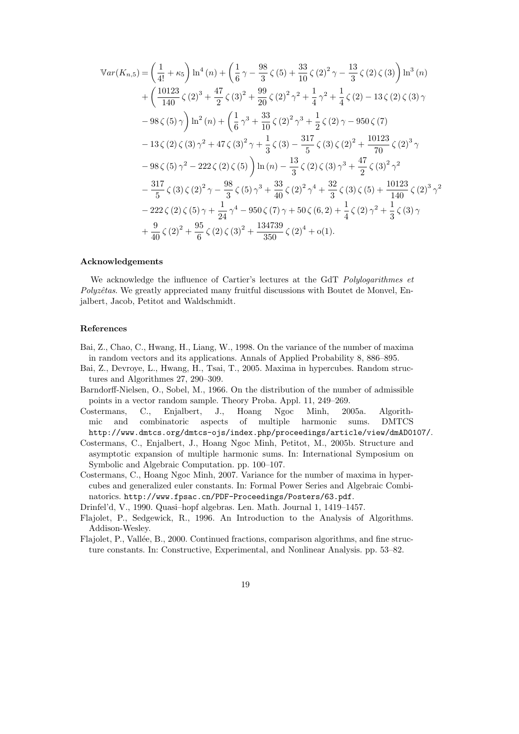$$
\begin{aligned}
\mathbb{V}ar(K_{n,5}) &= \left(\frac{1}{4!}+\kappa_5\right)\ln^4(n) + \left(\frac{1}{6}\,\gamma - \frac{98}{3}\,\zeta(5) + \frac{33}{10}\,\zeta(2)^2\,\gamma - \frac{13}{3}\,\zeta(2)\,\zeta(3)\right)\ln^3(n) \\
&+ \left(\frac{10123}{140}\,\zeta(2)^3 + \frac{47}{2}\,\zeta(3)^2 + \frac{99}{20}\,\zeta(2)^2\,\gamma^2 + \frac{1}{4}\,\gamma^2 + \frac{1}{4}\,\zeta(2) - 13\,\zeta(2)\,\zeta(3)\,\gamma \right.\\
&\left. - 98\,\zeta(5)\,\gamma\right)\ln^2(n) + \left(\frac{1}{6}\,\gamma^3 + \frac{33}{10}\,\zeta(2)^2\,\gamma^3 + \frac{1}{2}\,\zeta(2)\,\gamma - 950\,\zeta(7)\right.\\
&- 13\,\zeta(2)\,\zeta(3)\,\gamma^2 + 47\,\zeta(3)^2\,\gamma + \frac{1}{3}\,\zeta(3) - \frac{317}{5}\,\zeta(3)\,\zeta(2)^2 + \frac{10123}{70}\,\zeta(2)^3\,\gamma \\
&\left. - 98\,\zeta(5)\,\gamma^2 - 222\,\zeta(2)\,\zeta(5)\right)\ln(n) - \frac{13}{3}\,\zeta(2)\,\zeta(3)\,\gamma^3 + \frac{47}{2}\,\zeta(3)^2\,\gamma^2 \\
&- \frac{317}{5}\,\zeta(3)\,\zeta(2)^2\,\gamma - \frac{98}{3}\,\zeta(5)\,\gamma^3 + \frac{33}{40}\,\zeta(2)^2\,\gamma^4 + \frac{32}{3}\,\zeta(3)\,\zeta(5) + \frac{10123}{140}\,\zeta(2)^3\,\gamma^2 \\
&- 222\,\zeta(2)\,\zeta(5)\,\gamma + \frac{1}{24}\,\gamma^4 - 950\,\zeta(7)\,\gamma + 50\,\zeta(6,2) + \frac{1}{4}\,\zeta(2)\,\gamma^2 + \frac{1}{3}\,\zeta(3)\,\gamma \\
&+ \frac{9}{40}\,\zeta(2)^2 + \frac{95}{6}\,\zeta(2)\,\zeta(3)^2 + \frac{134739}{350}\,\zeta(2)^4 + \mathrm{o}(1).
\end{aligned}
$$

### Acknowledgements

We acknowledge the influence of Cartier's lectures at the GdT *Polylogarithmes et Polyzêtas*. We greatly appreciated many fruitful discussions with Boutet de Monvel, Enjalbert, Jacob, Petitot and Waldschmidt.

### References

Bai, Z., Chao, C., Hwang, H., Liang, W., 1998. On the variance of the number of maxima in random vectors and its applications. Annals of Applied Probability 8, 886–895.

Bai, Z., Devroye, L., Hwang, H., Tsai, T., 2005. Maxima in hypercubes. Random structures and Algorithmes 27, 290–309.

Barndorff-Nielsen, O., Sobel, M., 1966. On the distribution of the number of admissible points in a vector random sample. Theory Proba. Appl. 11, 249–269.

Costermans, C., Enjalbert, J., Hoang Ngoc Minh, 2005a. Algorithmic and combinatoric aspects of multiple harmonic sums. DMTCS http://www.dmtcs.org/dmtcs-ojs/index.php/proceedings/article/view/dmAD0107/.

Costermans, C., Enjalbert, J., Hoang Ngoc Minh, Petitot, M., 2005b. Structure and asymptotic expansion of multiple harmonic sums. In: International Symposium on Symbolic and Algebraic Computation. pp. 100–107.

Costermans, C., Hoang Ngoc Minh, 2007. Variance for the number of maxima in hypercubes and generalized euler constants. In: Formal Power Series and Algebraic Combinatorics. http://www.fpsac.cn/PDF-Proceedings/Posters/63.pdf.

Drinfel'd, V., 1990. Quasi–hopf algebras. Len. Math. Journal 1, 1419–1457.

Flajolet, P., Sedgewick, R., 1996. An Introduction to the Analysis of Algorithms. Addison-Wesley.

Flajolet, P., Vallée, B., 2000. Continued fractions, comparison algorithms, and fine structure constants. In: Constructive, Experimental, and Nonlinear Analysis. pp. 53–82.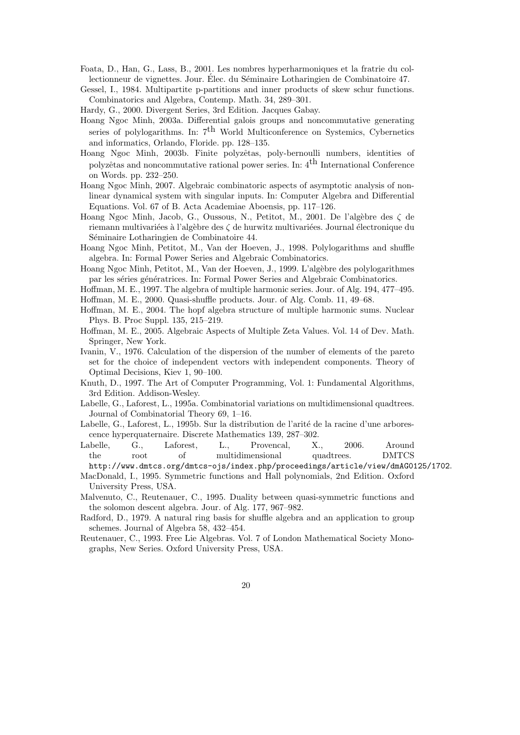Foata, D., Han, G., Lass, B., 2001. Les nombres hyperharmoniques et la fratrie du collectionneur de vignettes. Jour. Élec. du Séminaire Lotharingien de Combinatoire 47.

Gessel, I., 1984. Multipartite p-partitions and inner products of skew schur functions. Combinatorics and Algebra, Contemp. Math. 34, 289–301.

Hardy, G., 2000. Divergent Series, 3rd Edition. Jacques Gabay.

Hoang Ngoc Minh, 2003a. Differential galois groups and noncommutative generating series of polylogarithms. In: $7^{\text{th}}$ World Multiconference on Systemics, Cybernetics and informatics, Orlando, Floride. pp. 128–135.

Hoang Ngoc Minh, 2003b. Finite polyzêtas, poly-bernoulli numbers, identities of polyzêtas and noncommutative rational power series. In: $4^{\text{th}}$ International Conference on Words. pp. 232–250.

Hoang Ngoc Minh, 2007. Algebraic combinatoric aspects of asymptotic analysis of nonlinear dynamical system with singular inputs. In: Computer Algebra and Differential Equations. Vol. 67 of B. Acta Academiae Aboensis, pp. 117–126.

Hoang Ngoc Minh, Jacob, G., Oussous, N., Petitot, M., 2001. De l'algèbre des $\zeta$ de riemann multivariées à l'algèbre des $\zeta$ de hurwitz multivariées. Journal électronique du Séminaire Lotharingien de Combinatoire 44.

Hoang Ngoc Minh, Petitot, M., Van der Hoeven, J., 1998. Polylogarithms and shuffle algebra. In: Formal Power Series and Algebraic Combinatorics.

Hoang Ngoc Minh, Petitot, M., Van der Hoeven, J., 1999. L'algèbre des polylogarithmes par les séries génératrices. In: Formal Power Series and Algebraic Combinatorics.

Hoffman, M. E., 1997. The algebra of multiple harmonic series. Jour. of Alg. 194, 477–495.

Hoffman, M. E., 2000. Quasi-shuffle products. Jour. of Alg. Comb. 11, 49–68.

Hoffman, M. E., 2004. The hopf algebra structure of multiple harmonic sums. Nuclear Phys. B. Proc Suppl. 135, 215–219.

Hoffman, M. E., 2005. Algebraic Aspects of Multiple Zeta Values. Vol. 14 of Dev. Math. Springer, New York.

Ivanin, V., 1976. Calculation of the dispersion of the number of elements of the pareto set for the choice of independent vectors with independent components. Theory of Optimal Decisions, Kiev 1, 90–100.

Knuth, D., 1997. The Art of Computer Programming, Vol. 1: Fundamental Algorithms, 3rd Edition. Addison-Wesley.

Labelle, G., Laforest, L., 1995a. Combinatorial variations on multidimensional quadtrees. Journal of Combinatorial Theory 69, 1–16.

Labelle, G., Laforest, L., 1995b. Sur la distribution de l'arité de la racine d'une arborescence hyperquaternaire. Discrete Mathematics 139, 287–302.

Labelle, G., Laforest, L., Provencal, X., 2006. Around the root of multidimensional quadtrees. DMTCS http://www.dmtcs.org/dmtcs-ojs/index.php/proceedings/article/view/dmAG0125/1702.

MacDonald, I., 1995. Symmetric functions and Hall polynomials, 2nd Edition. Oxford University Press, USA.

Malvenuto, C., Reutenauer, C., 1995. Duality between quasi-symmetric functions and the solomon descent algebra. Jour. of Alg. 177, 967–982.

Radford, D., 1979. A natural ring basis for shuffle algebra and an application to group schemes. Journal of Algebra 58, 432–454.

Reutenauer, C., 1993. Free Lie Algebras. Vol. 7 of London Mathematical Society Monographs, New Series. Oxford University Press, USA.